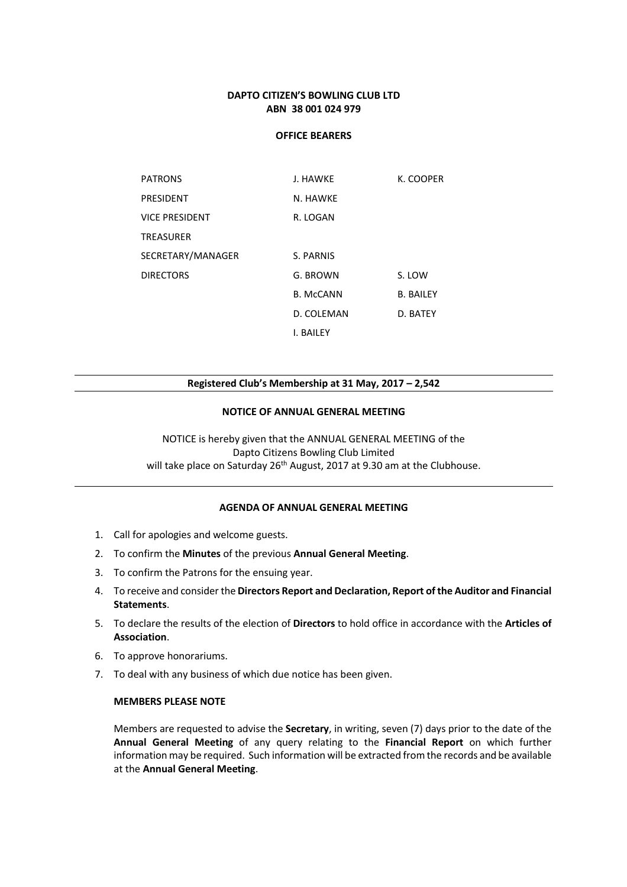# DAPTO CITIZEN'S BOWLING CLUB LTD
## ABN 38 001 024 979

### OFFICE BEARERS

| | | |
|---|---|---|
| PATRONS | J. HAWKE | K. COOPER |
| PRESIDENT | N. HAWKE | |
| VICE PRESIDENT | R. LOGAN | |
| TREASURER | | |
| SECRETARY/MANAGER | S. PARNIS | |
| DIRECTORS | G. BROWN | S. LOW |
| | B. McCANN | B. BAILEY |
| | D. COLEMAN | D. BATEY |
| | I. BAILEY | |

---

**Registered Club's Membership at 31 May, 2017 – 2,542**

---

### NOTICE OF ANNUAL GENERAL MEETING

NOTICE is hereby given that the ANNUAL GENERAL MEETING of the Dapto Citizens Bowling Club Limited will take place on Saturday 26th August, 2017 at 9.30 am at the Clubhouse.

---

### AGENDA OF ANNUAL GENERAL MEETING

1. Call for apologies and welcome guests.
2. To confirm the **Minutes** of the previous **Annual General Meeting**.
3. To confirm the Patrons for the ensuing year.
4. To receive and consider the **Directors Report and Declaration, Report of the Auditor and Financial Statements**.
5. To declare the results of the election of **Directors** to hold office in accordance with the **Articles of Association**.
6. To approve honorariums.
7. To deal with any business of which due notice has been given.

**MEMBERS PLEASE NOTE**

Members are requested to advise the **Secretary**, in writing, seven (7) days prior to the date of the **Annual General Meeting** of any query relating to the **Financial Report** on which further information may be required. Such information will be extracted from the records and be available at the **Annual General Meeting**.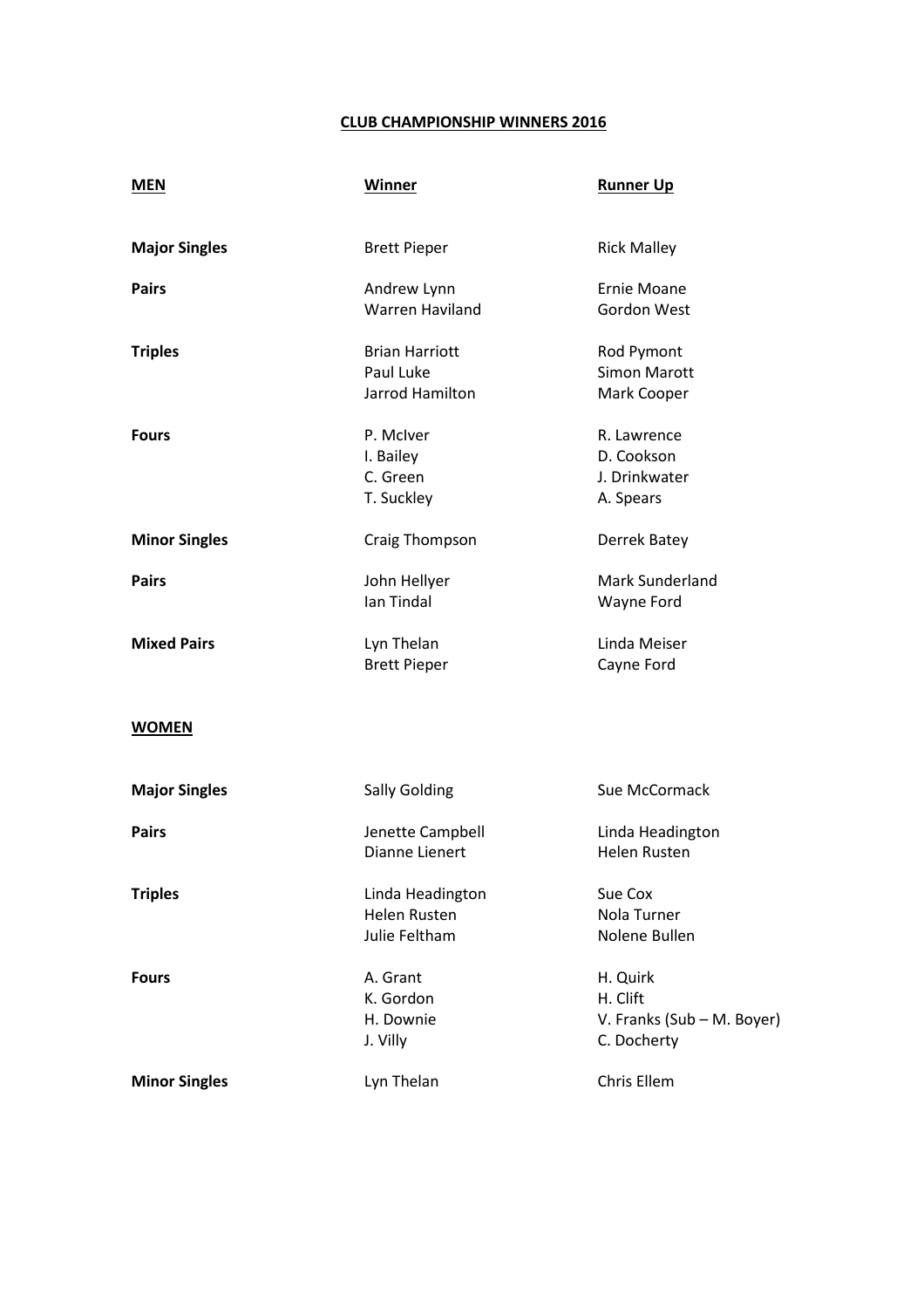# CLUB CHAMPIONSHIP WINNERS 2016

| **MEN** | **Winner** | **Runner Up** |
|---|---|---|
| **Major Singles** | Brett Pieper | Rick Malley |
| **Pairs** | Andrew Lynn<br>Warren Haviland | Ernie Moane<br>Gordon West |
| **Triples** | Brian Harriott<br>Paul Luke<br>Jarrod Hamilton | Rod Pymont<br>Simon Marott<br>Mark Cooper |
| **Fours** | P. McIver<br>I. Bailey<br>C. Green<br>T. Suckley | R. Lawrence<br>D. Cookson<br>J. Drinkwater<br>A. Spears |
| **Minor Singles** | Craig Thompson | Derrek Batey |
| **Pairs** | John Hellyer<br>Ian Tindal | Mark Sunderland<br>Wayne Ford |
| **Mixed Pairs** | Lyn Thelan<br>Brett Pieper | Linda Meiser<br>Cayne Ford |

| **WOMEN** | | |
|---|---|---|
| **Major Singles** | Sally Golding | Sue McCormack |
| **Pairs** | Jenette Campbell<br>Dianne Lienert | Linda Headington<br>Helen Rusten |
| **Triples** | Linda Headington<br>Helen Rusten<br>Julie Feltham | Sue Cox<br>Nola Turner<br>Nolene Bullen |
| **Fours** | A. Grant<br>K. Gordon<br>H. Downie<br>J. Villy | H. Quirk<br>H. Clift<br>V. Franks (Sub – M. Boyer)<br>C. Docherty |
| **Minor Singles** | Lyn Thelan | Chris Ellem |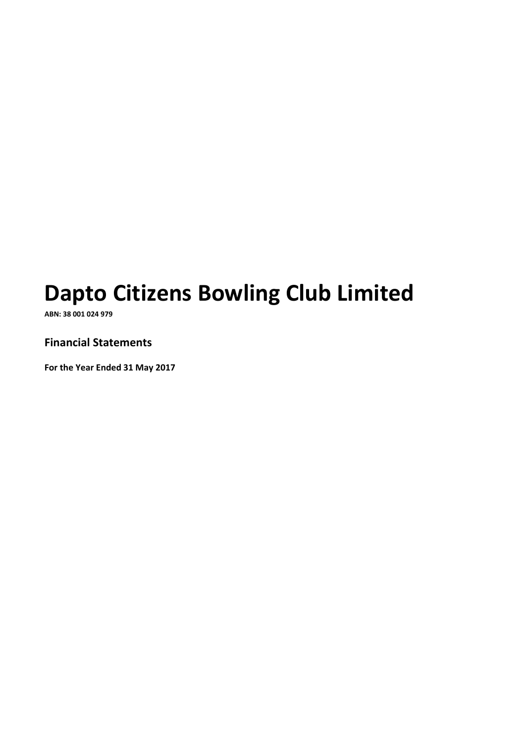# Dapto Citizens Bowling Club Limited

**ABN: 38 001 024 979**

## Financial Statements

**For the Year Ended 31 May 2017**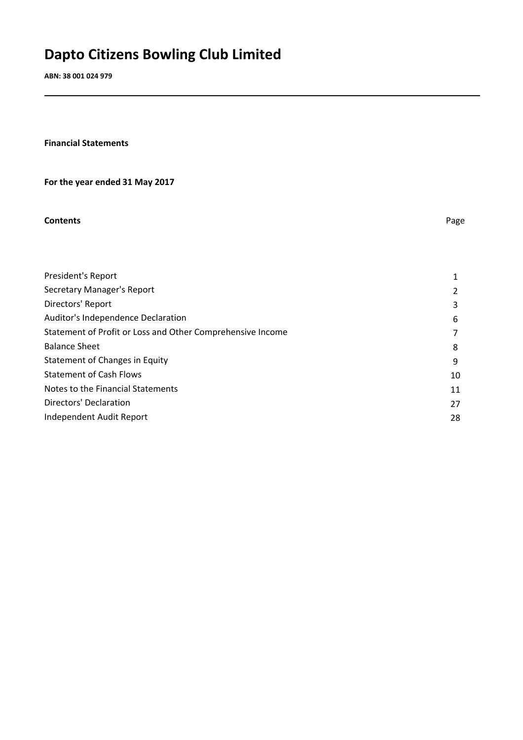# Dapto Citizens Bowling Club Limited

**ABN: 38 001 024 979**

**Financial Statements**

**For the year ended 31 May 2017**

| **Contents** | Page |
|---|---|
| President's Report | 1 |
| Secretary Manager's Report | 2 |
| Directors' Report | 3 |
| Auditor's Independence Declaration | 6 |
| Statement of Profit or Loss and Other Comprehensive Income | 7 |
| Balance Sheet | 8 |
| Statement of Changes in Equity | 9 |
| Statement of Cash Flows | 10 |
| Notes to the Financial Statements | 11 |
| Directors' Declaration | 27 |
| Independent Audit Report | 28 |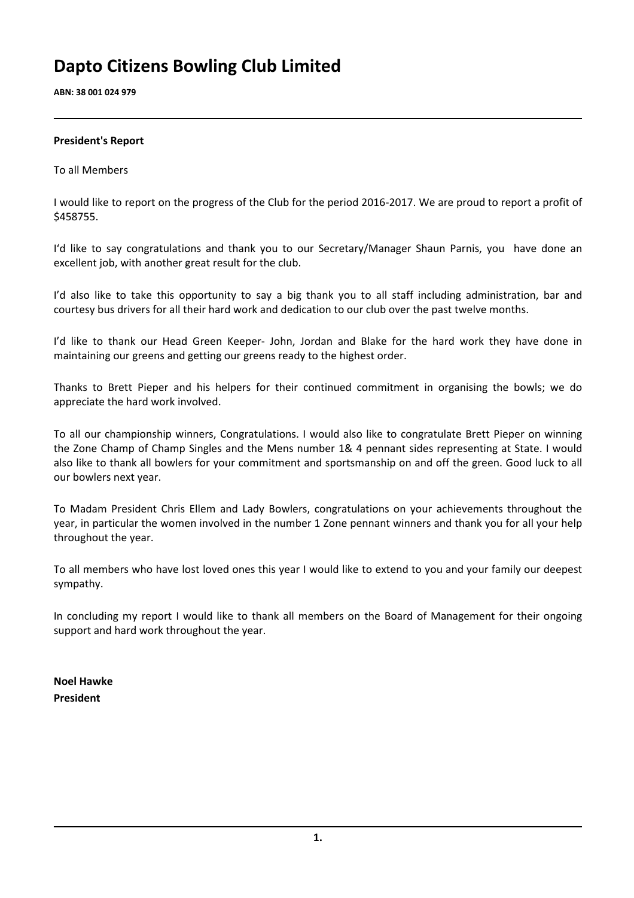# Dapto Citizens Bowling Club Limited

**ABN: 38 001 024 979**

---

**President's Report**

To all Members

I would like to report on the progress of the Club for the period 2016-2017. We are proud to report a profit of $458755.

I'd like to say congratulations and thank you to our Secretary/Manager Shaun Parnis, you have done an excellent job, with another great result for the club.

I'd also like to take this opportunity to say a big thank you to all staff including administration, bar and courtesy bus drivers for all their hard work and dedication to our club over the past twelve months.

I'd like to thank our Head Green Keeper- John, Jordan and Blake for the hard work they have done in maintaining our greens and getting our greens ready to the highest order.

Thanks to Brett Pieper and his helpers for their continued commitment in organising the bowls; we do appreciate the hard work involved.

To all our championship winners, Congratulations. I would also like to congratulate Brett Pieper on winning the Zone Champ of Champ Singles and the Mens number 1& 4 pennant sides representing at State. I would also like to thank all bowlers for your commitment and sportsmanship on and off the green. Good luck to all our bowlers next year.

To Madam President Chris Ellem and Lady Bowlers, congratulations on your achievements throughout the year, in particular the women involved in the number 1 Zone pennant winners and thank you for all your help throughout the year.

To all members who have lost loved ones this year I would like to extend to you and your family our deepest sympathy.

In concluding my report I would like to thank all members on the Board of Management for their ongoing support and hard work throughout the year.

**Noel Hawke**
**President**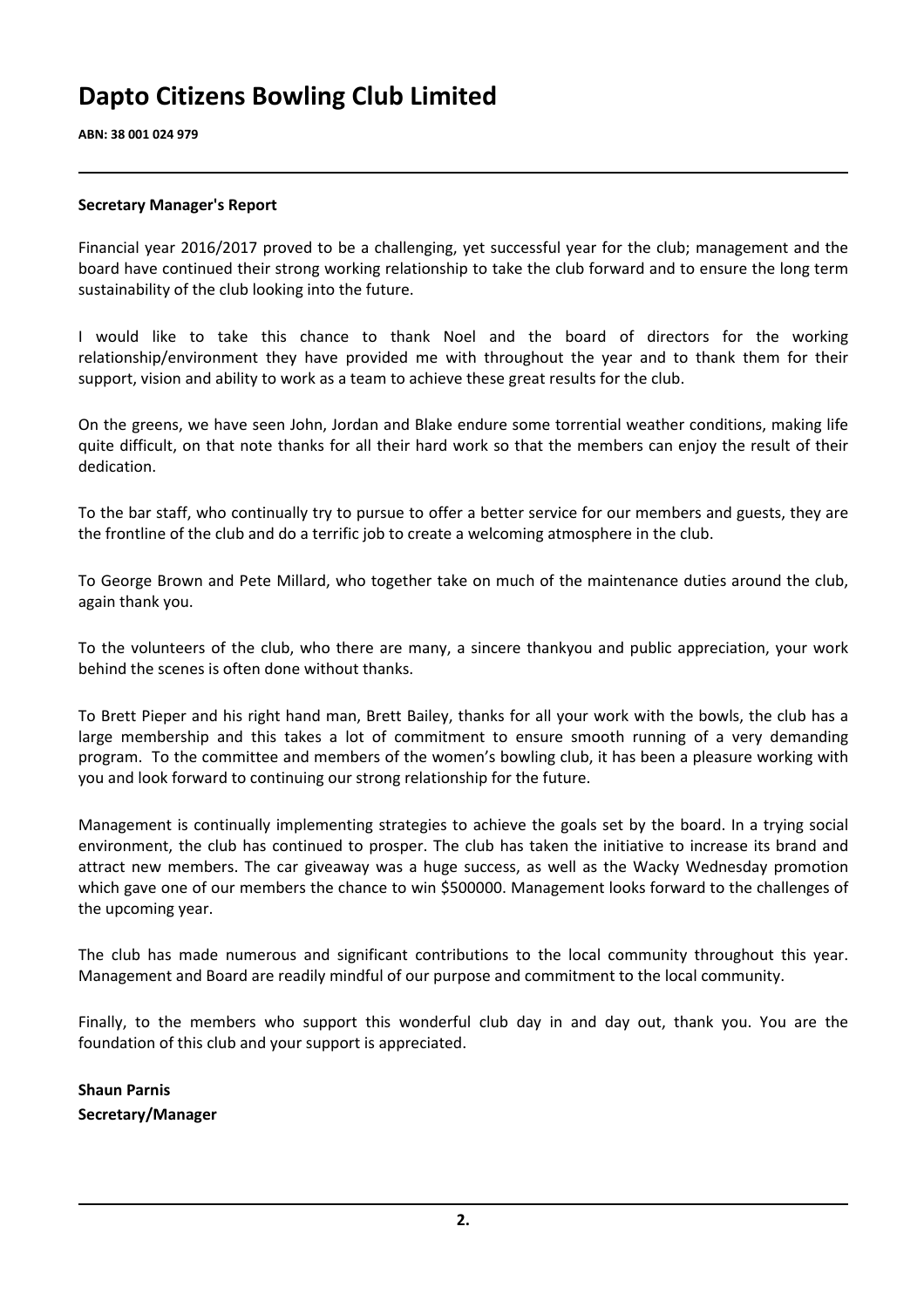# Dapto Citizens Bowling Club Limited

**ABN: 38 001 024 979**

**Secretary Manager's Report**

Financial year 2016/2017 proved to be a challenging, yet successful year for the club; management and the board have continued their strong working relationship to take the club forward and to ensure the long term sustainability of the club looking into the future.

I would like to take this chance to thank Noel and the board of directors for the working relationship/environment they have provided me with throughout the year and to thank them for their support, vision and ability to work as a team to achieve these great results for the club.

On the greens, we have seen John, Jordan and Blake endure some torrential weather conditions, making life quite difficult, on that note thanks for all their hard work so that the members can enjoy the result of their dedication.

To the bar staff, who continually try to pursue to offer a better service for our members and guests, they are the frontline of the club and do a terrific job to create a welcoming atmosphere in the club.

To George Brown and Pete Millard, who together take on much of the maintenance duties around the club, again thank you.

To the volunteers of the club, who there are many, a sincere thankyou and public appreciation, your work behind the scenes is often done without thanks.

To Brett Pieper and his right hand man, Brett Bailey, thanks for all your work with the bowls, the club has a large membership and this takes a lot of commitment to ensure smooth running of a very demanding program. To the committee and members of the women's bowling club, it has been a pleasure working with you and look forward to continuing our strong relationship for the future.

Management is continually implementing strategies to achieve the goals set by the board. In a trying social environment, the club has continued to prosper. The club has taken the initiative to increase its brand and attract new members. The car giveaway was a huge success, as well as the Wacky Wednesday promotion which gave one of our members the chance to win $500000. Management looks forward to the challenges of the upcoming year.

The club has made numerous and significant contributions to the local community throughout this year. Management and Board are readily mindful of our purpose and commitment to the local community.

Finally, to the members who support this wonderful club day in and day out, thank you. You are the foundation of this club and your support is appreciated.

**Shaun Parnis**
**Secretary/Manager**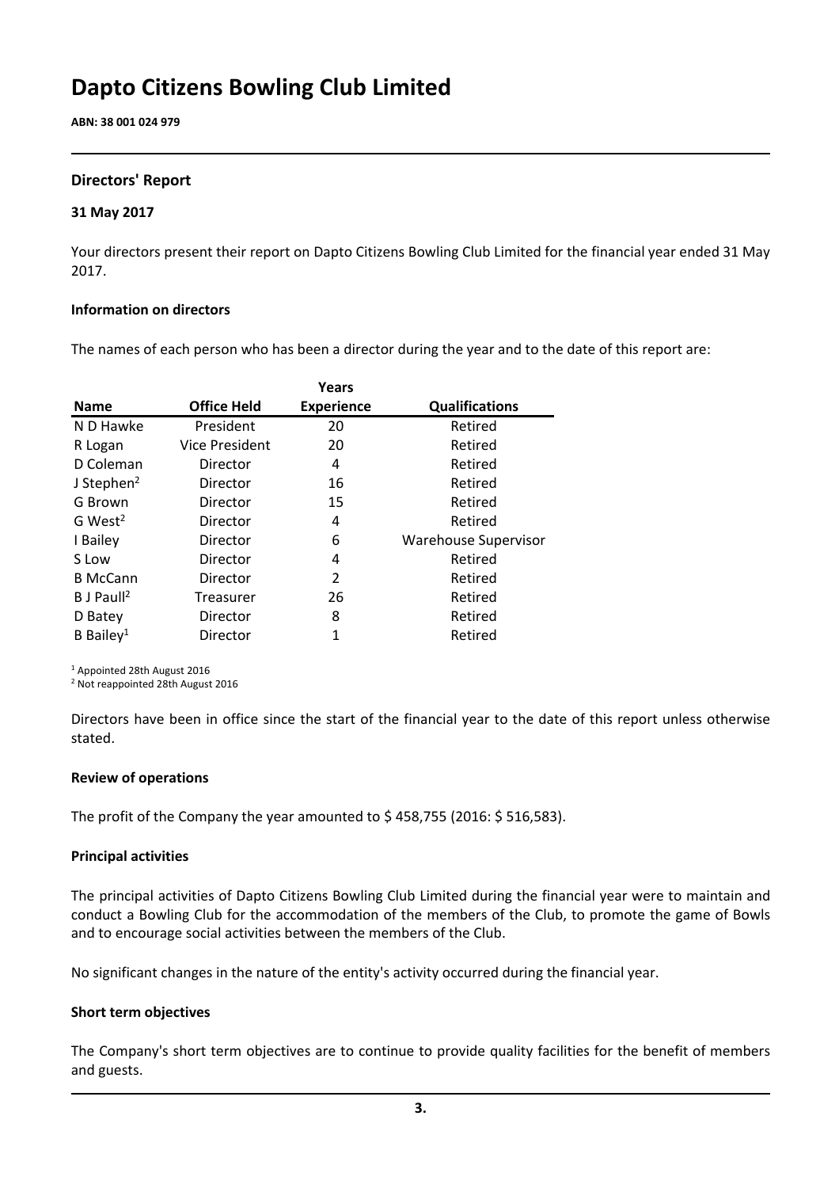# Dapto Citizens Bowling Club Limited

**ABN: 38 001 024 979**

## Directors' Report

### 31 May 2017

Your directors present their report on Dapto Citizens Bowling Club Limited for the financial year ended 31 May 2017.

#### Information on directors

The names of each person who has been a director during the year and to the date of this report are:

| Name | Office Held | Years Experience | Qualifications |
|---|---|---|---|
| N D Hawke | President | 20 | Retired |
| R Logan | Vice President | 20 | Retired |
| D Coleman | Director | 4 | Retired |
| J Stephen[2] | Director | 16 | Retired |
| G Brown | Director | 15 | Retired |
| G West[2] | Director | 4 | Retired |
| I Bailey | Director | 6 | Warehouse Supervisor |
| S Low | Director | 4 | Retired |
| B McCann | Director | 2 | Retired |
| B J Paull[2] | Treasurer | 26 | Retired |
| D Batey | Director | 8 | Retired |
| B Bailey[1] | Director | 1 | Retired |

[1] Appointed 28th August 2016
[2] Not reappointed 28th August 2016

Directors have been in office since the start of the financial year to the date of this report unless otherwise stated.

#### Review of operations

The profit of the Company the year amounted to $ 458,755 (2016: $ 516,583).

#### Principal activities

The principal activities of Dapto Citizens Bowling Club Limited during the financial year were to maintain and conduct a Bowling Club for the accommodation of the members of the Club, to promote the game of Bowls and to encourage social activities between the members of the Club.

No significant changes in the nature of the entity's activity occurred during the financial year.

#### Short term objectives

The Company's short term objectives are to continue to provide quality facilities for the benefit of members and guests.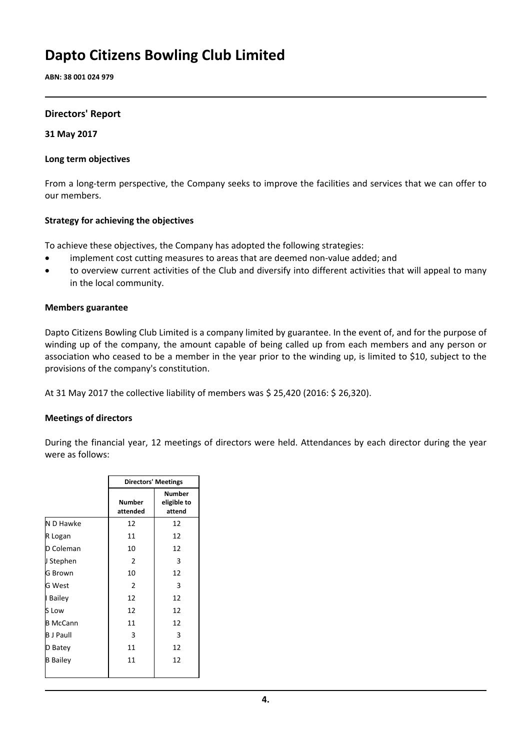# Dapto Citizens Bowling Club Limited

**ABN: 38 001 024 979**

## Directors' Report

**31 May 2017**

### Long term objectives

From a long-term perspective, the Company seeks to improve the facilities and services that we can offer to our members.

### Strategy for achieving the objectives

To achieve these objectives, the Company has adopted the following strategies:

- implement cost cutting measures to areas that are deemed non-value added; and
- to overview current activities of the Club and diversify into different activities that will appeal to many in the local community.

### Members guarantee

Dapto Citizens Bowling Club Limited is a company limited by guarantee. In the event of, and for the purpose of winding up of the company, the amount capable of being called up from each members and any person or association who ceased to be a member in the year prior to the winding up, is limited to $10, subject to the provisions of the company's constitution.

At 31 May 2017 the collective liability of members was $ 25,420 (2016: $ 26,320).

### Meetings of directors

During the financial year, 12 meetings of directors were held. Attendances by each director during the year were as follows:

| | Directors' Meetings | |
|---|---|---|
| | Number attended | Number eligible to attend |
| N D Hawke | 12 | 12 |
| R Logan | 11 | 12 |
| D Coleman | 10 | 12 |
| J Stephen | 2 | 3 |
| G Brown | 10 | 12 |
| G West | 2 | 3 |
| I Bailey | 12 | 12 |
| S Low | 12 | 12 |
| B McCann | 11 | 12 |
| B J Paull | 3 | 3 |
| D Batey | 11 | 12 |
| B Bailey | 11 | 12 |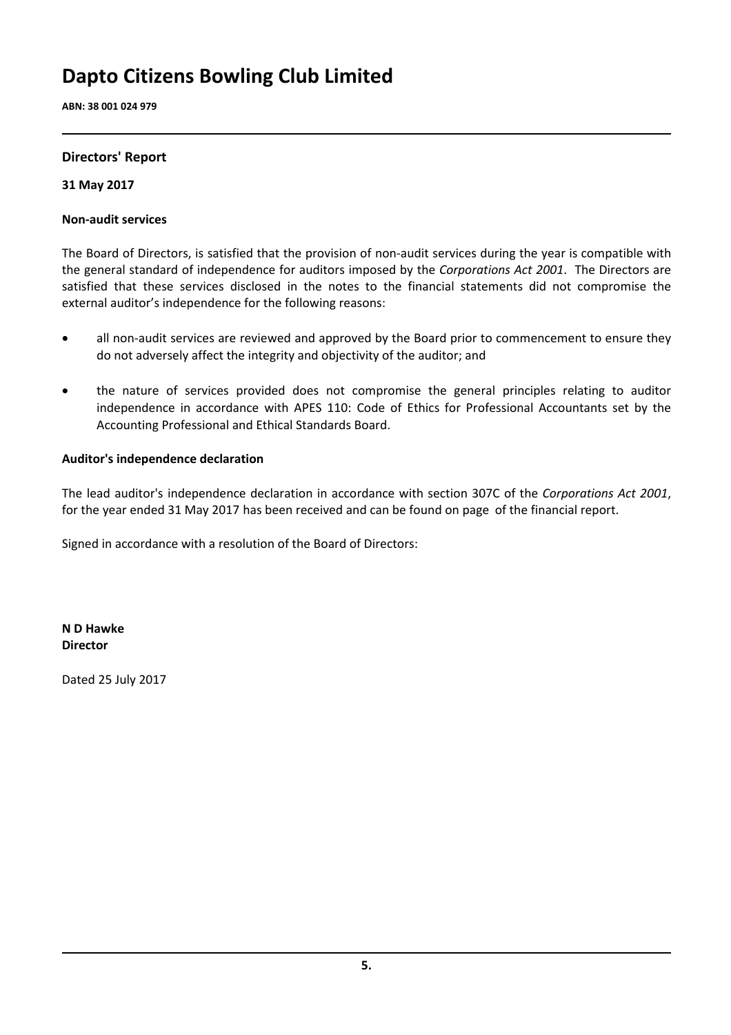# Dapto Citizens Bowling Club Limited

**ABN: 38 001 024 979**

## Directors' Report

**31 May 2017**

### Non-audit services

The Board of Directors, is satisfied that the provision of non-audit services during the year is compatible with the general standard of independence for auditors imposed by the *Corporations Act 2001*. The Directors are satisfied that these services disclosed in the notes to the financial statements did not compromise the external auditor's independence for the following reasons:

- all non-audit services are reviewed and approved by the Board prior to commencement to ensure they do not adversely affect the integrity and objectivity of the auditor; and
- the nature of services provided does not compromise the general principles relating to auditor independence in accordance with APES 110: Code of Ethics for Professional Accountants set by the Accounting Professional and Ethical Standards Board.

### Auditor's independence declaration

The lead auditor's independence declaration in accordance with section 307C of the *Corporations Act 2001*, for the year ended 31 May 2017 has been received and can be found on page of the financial report.

Signed in accordance with a resolution of the Board of Directors:

**N D Hawke**
**Director**

Dated 25 July 2017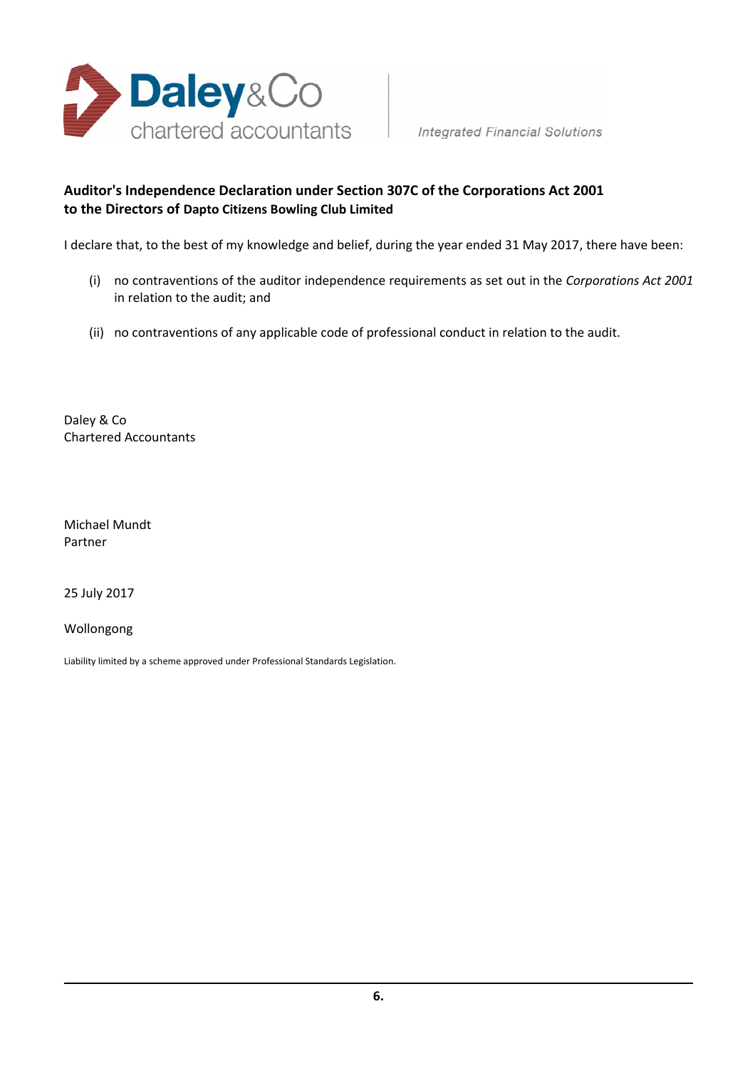Daley & Co chartered accountants | *Integrated Financial Solutions*

**Auditor's Independence Declaration under Section 307C of the Corporations Act 2001**
**to the Directors of Dapto Citizens Bowling Club Limited**

I declare that, to the best of my knowledge and belief, during the year ended 31 May 2017, there have been:

(i) no contraventions of the auditor independence requirements as set out in the *Corporations Act 2001* in relation to the audit; and

(ii) no contraventions of any applicable code of professional conduct in relation to the audit.

Daley & Co
Chartered Accountants

Michael Mundt
Partner

25 July 2017

Wollongong

Liability limited by a scheme approved under Professional Standards Legislation.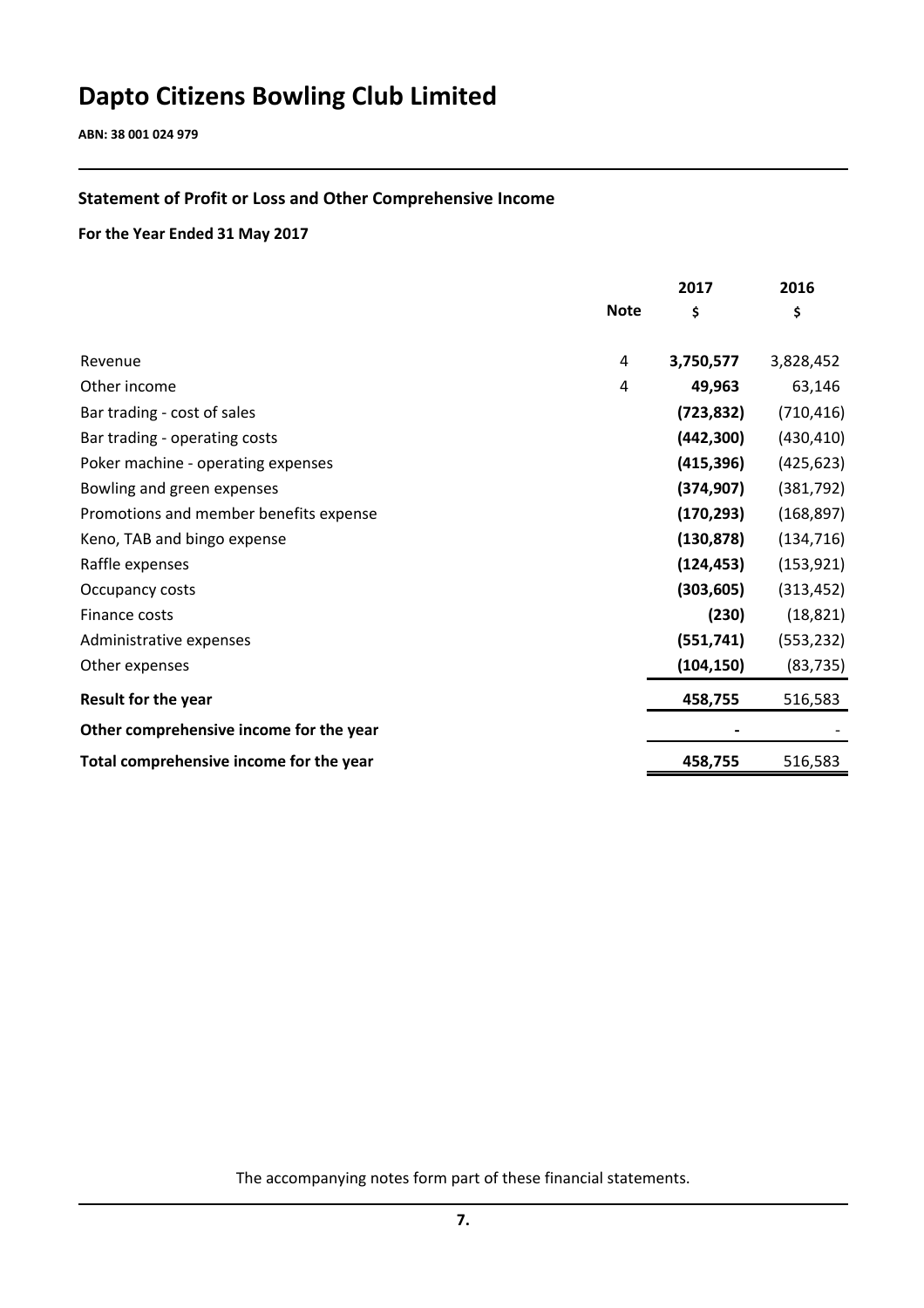# Dapto Citizens Bowling Club Limited

**ABN: 38 001 024 979**

## Statement of Profit or Loss and Other Comprehensive Income

**For the Year Ended 31 May 2017**

| | Note | 2017 $ | 2016 $ |
|---|---|---|---|
| Revenue | 4 | **3,750,577** | 3,828,452 |
| Other income | 4 | **49,963** | 63,146 |
| Bar trading - cost of sales | | **(723,832)** | (710,416) |
| Bar trading - operating costs | | **(442,300)** | (430,410) |
| Poker machine - operating expenses | | **(415,396)** | (425,623) |
| Bowling and green expenses | | **(374,907)** | (381,792) |
| Promotions and member benefits expense | | **(170,293)** | (168,897) |
| Keno, TAB and bingo expense | | **(130,878)** | (134,716) |
| Raffle expenses | | **(124,453)** | (153,921) |
| Occupancy costs | | **(303,605)** | (313,452) |
| Finance costs | | **(230)** | (18,821) |
| Administrative expenses | | **(551,741)** | (553,232) |
| Other expenses | | **(104,150)** | (83,735) |
| **Result for the year** | | **458,755** | 516,583 |
| **Other comprehensive income for the year** | | **-** | - |
| **Total comprehensive income for the year** | | **458,755** | 516,583 |

The accompanying notes form part of these financial statements.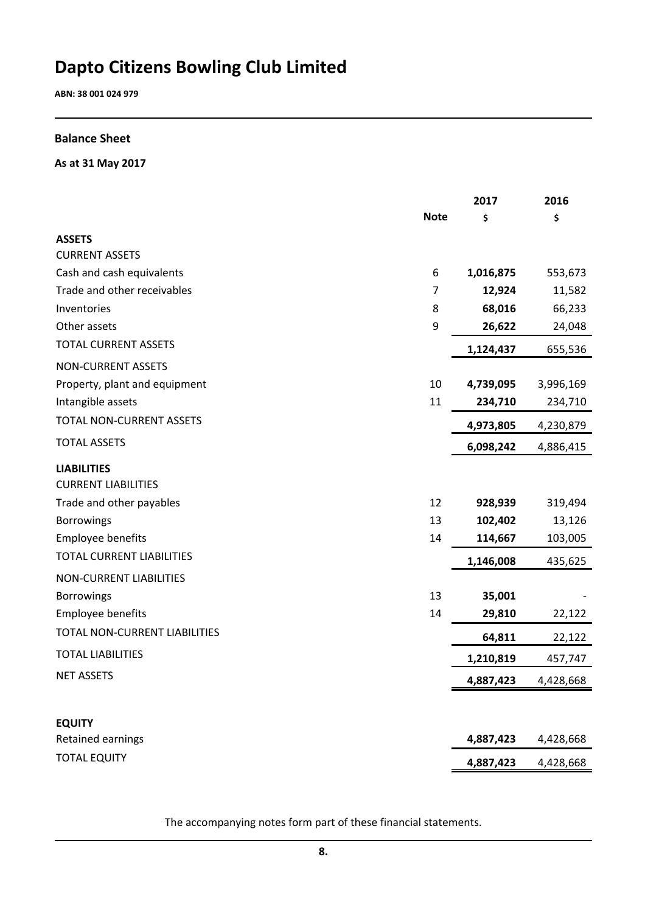# Dapto Citizens Bowling Club Limited

**ABN: 38 001 024 979**

## Balance Sheet

**As at 31 May 2017**

| | Note | 2017 $ | 2016 $ |
|---|---|---|---|
| **ASSETS** | | | |
| CURRENT ASSETS | | | |
| Cash and cash equivalents | 6 | **1,016,875** | 553,673 |
| Trade and other receivables | 7 | **12,924** | 11,582 |
| Inventories | 8 | **68,016** | 66,233 |
| Other assets | 9 | **26,622** | 24,048 |
| TOTAL CURRENT ASSETS | | **1,124,437** | 655,536 |
| NON-CURRENT ASSETS | | | |
| Property, plant and equipment | 10 | **4,739,095** | 3,996,169 |
| Intangible assets | 11 | **234,710** | 234,710 |
| TOTAL NON-CURRENT ASSETS | | **4,973,805** | 4,230,879 |
| TOTAL ASSETS | | **6,098,242** | 4,886,415 |
| **LIABILITIES** | | | |
| CURRENT LIABILITIES | | | |
| Trade and other payables | 12 | **928,939** | 319,494 |
| Borrowings | 13 | **102,402** | 13,126 |
| Employee benefits | 14 | **114,667** | 103,005 |
| TOTAL CURRENT LIABILITIES | | **1,146,008** | 435,625 |
| NON-CURRENT LIABILITIES | | | |
| Borrowings | 13 | **35,001** | - |
| Employee benefits | 14 | **29,810** | 22,122 |
| TOTAL NON-CURRENT LIABILITIES | | **64,811** | 22,122 |
| TOTAL LIABILITIES | | **1,210,819** | 457,747 |
| NET ASSETS | | **4,887,423** | 4,428,668 |
| | | | |
| **EQUITY** | | | |
| Retained earnings | | **4,887,423** | 4,428,668 |
| TOTAL EQUITY | | **4,887,423** | 4,428,668 |

The accompanying notes form part of these financial statements.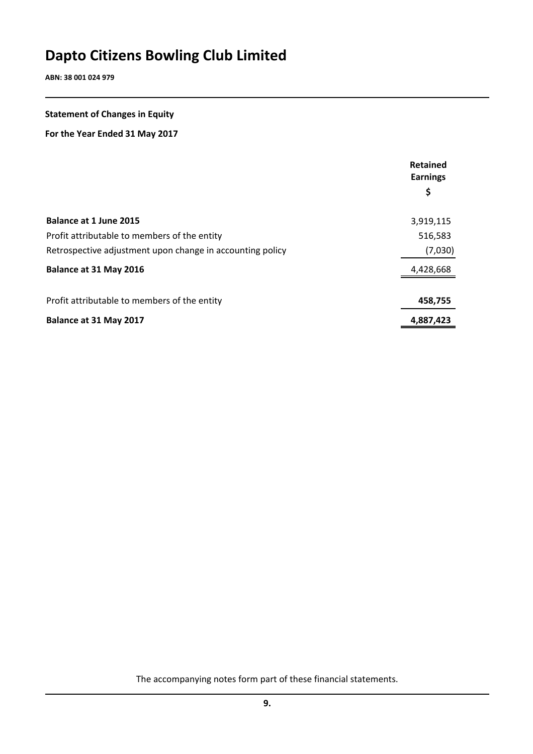# Dapto Citizens Bowling Club Limited

**ABN: 38 001 024 979**

**Statement of Changes in Equity**

**For the Year Ended 31 May 2017**

| | Retained Earnings $ |
|---|---|
| **Balance at 1 June 2015** | 3,919,115 |
| Profit attributable to members of the entity | 516,583 |
| Retrospective adjustment upon change in accounting policy | (7,030) |
| **Balance at 31 May 2016** | 4,428,668 |
| Profit attributable to members of the entity | **458,755** |
| **Balance at 31 May 2017** | **4,887,423** |

The accompanying notes form part of these financial statements.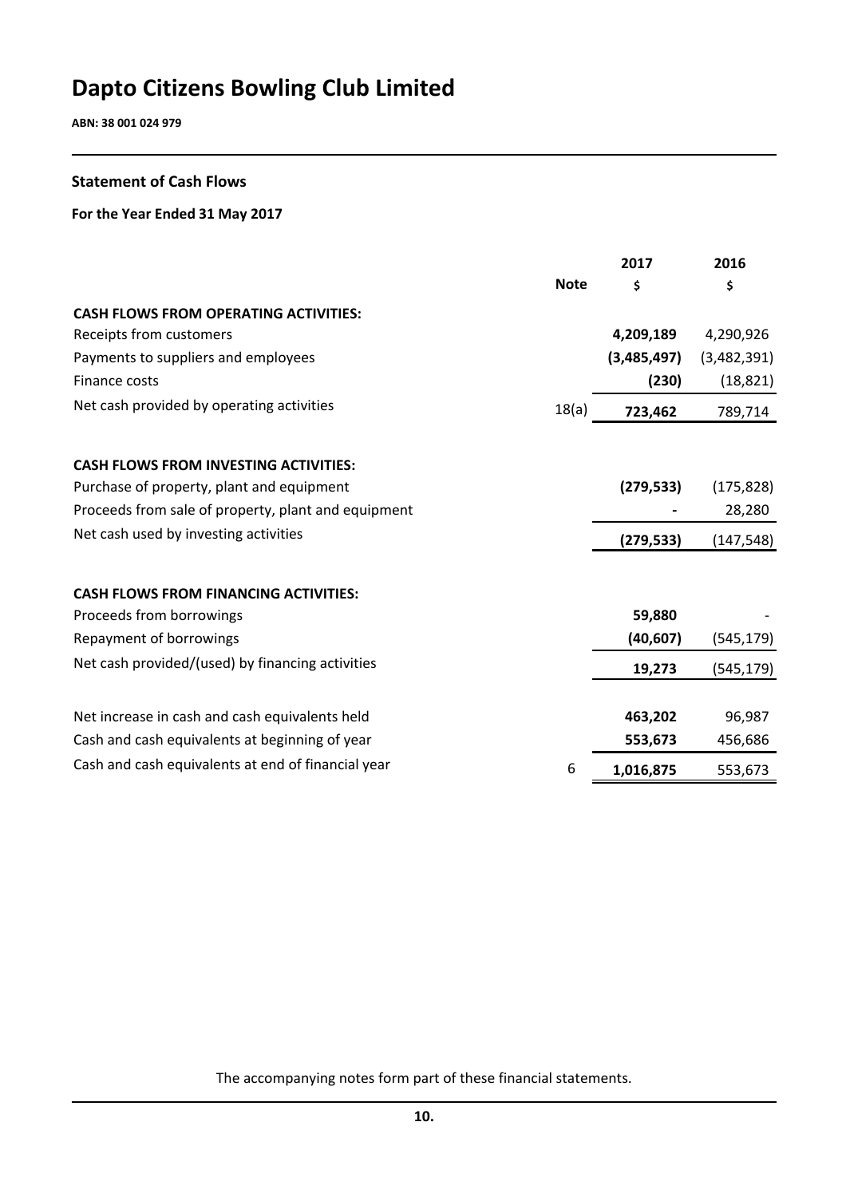# Dapto Citizens Bowling Club Limited

**ABN: 38 001 024 979**

## Statement of Cash Flows

**For the Year Ended 31 May 2017**

| | Note | 2017<br>$ | 2016<br>$ |
|---|---|---|---|
| **CASH FLOWS FROM OPERATING ACTIVITIES:** | | | |
| Receipts from customers | | **4,209,189** | 4,290,926 |
| Payments to suppliers and employees | | **(3,485,497)** | (3,482,391) |
| Finance costs | | **(230)** | (18,821) |
| Net cash provided by operating activities | 18(a) | **723,462** | 789,714 |
| | | | |
| **CASH FLOWS FROM INVESTING ACTIVITIES:** | | | |
| Purchase of property, plant and equipment | | **(279,533)** | (175,828) |
| Proceeds from sale of property, plant and equipment | | **-** | 28,280 |
| Net cash used by investing activities | | **(279,533)** | (147,548) |
| | | | |
| **CASH FLOWS FROM FINANCING ACTIVITIES:** | | | |
| Proceeds from borrowings | | **59,880** | - |
| Repayment of borrowings | | **(40,607)** | (545,179) |
| Net cash provided/(used) by financing activities | | **19,273** | (545,179) |
| | | | |
| Net increase in cash and cash equivalents held | | **463,202** | 96,987 |
| Cash and cash equivalents at beginning of year | | **553,673** | 456,686 |
| Cash and cash equivalents at end of financial year | 6 | **1,016,875** | 553,673 |

The accompanying notes form part of these financial statements.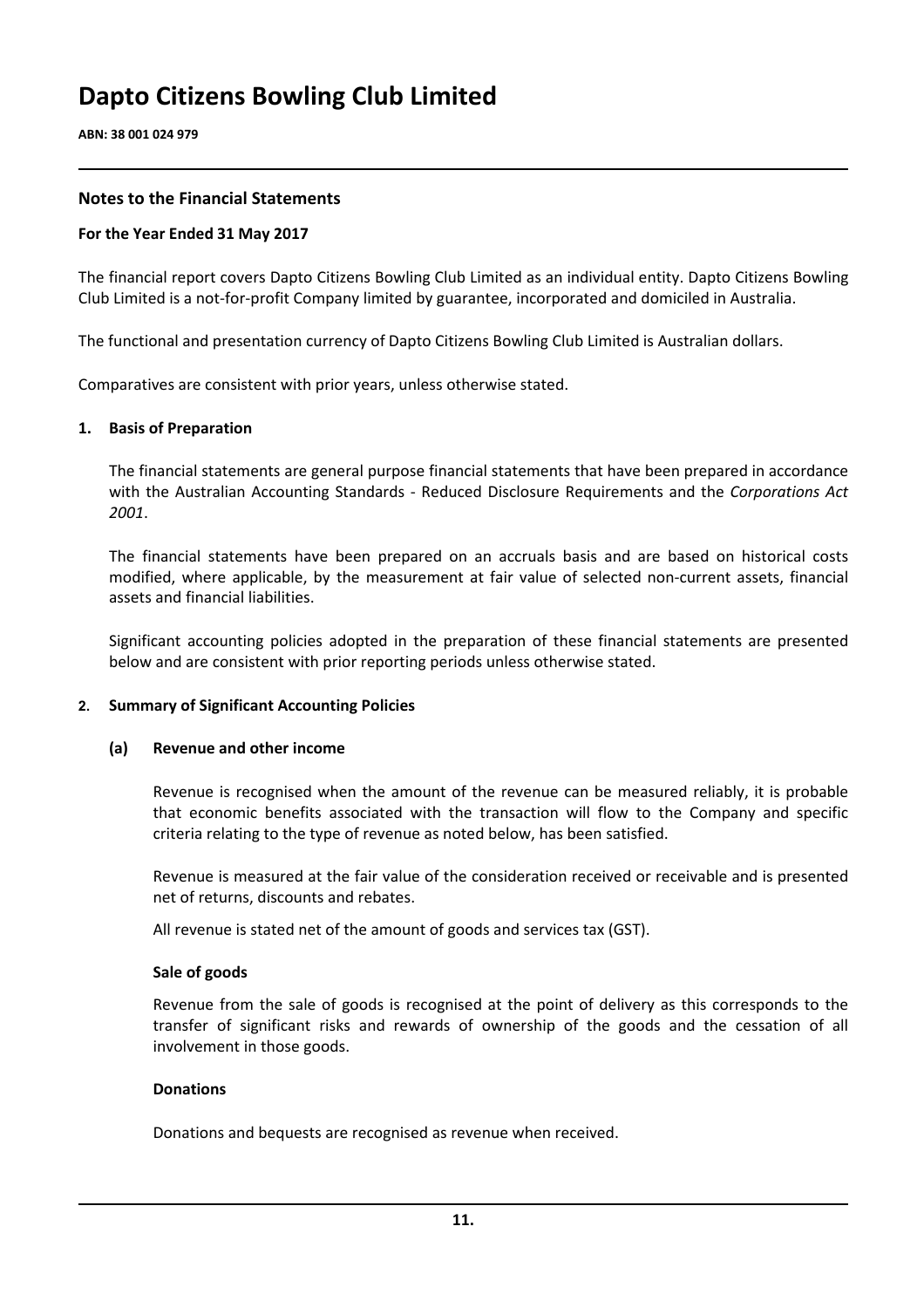# Dapto Citizens Bowling Club Limited

**ABN: 38 001 024 979**

## Notes to the Financial Statements

### For the Year Ended 31 May 2017

The financial report covers Dapto Citizens Bowling Club Limited as an individual entity. Dapto Citizens Bowling Club Limited is a not-for-profit Company limited by guarantee, incorporated and domiciled in Australia.

The functional and presentation currency of Dapto Citizens Bowling Club Limited is Australian dollars.

Comparatives are consistent with prior years, unless otherwise stated.

### 1. Basis of Preparation

The financial statements are general purpose financial statements that have been prepared in accordance with the Australian Accounting Standards - Reduced Disclosure Requirements and the *Corporations Act 2001*.

The financial statements have been prepared on an accruals basis and are based on historical costs modified, where applicable, by the measurement at fair value of selected non-current assets, financial assets and financial liabilities.

Significant accounting policies adopted in the preparation of these financial statements are presented below and are consistent with prior reporting periods unless otherwise stated.

### 2. Summary of Significant Accounting Policies

#### (a) Revenue and other income

Revenue is recognised when the amount of the revenue can be measured reliably, it is probable that economic benefits associated with the transaction will flow to the Company and specific criteria relating to the type of revenue as noted below, has been satisfied.

Revenue is measured at the fair value of the consideration received or receivable and is presented net of returns, discounts and rebates.

All revenue is stated net of the amount of goods and services tax (GST).

**Sale of goods**

Revenue from the sale of goods is recognised at the point of delivery as this corresponds to the transfer of significant risks and rewards of ownership of the goods and the cessation of all involvement in those goods.

**Donations**

Donations and bequests are recognised as revenue when received.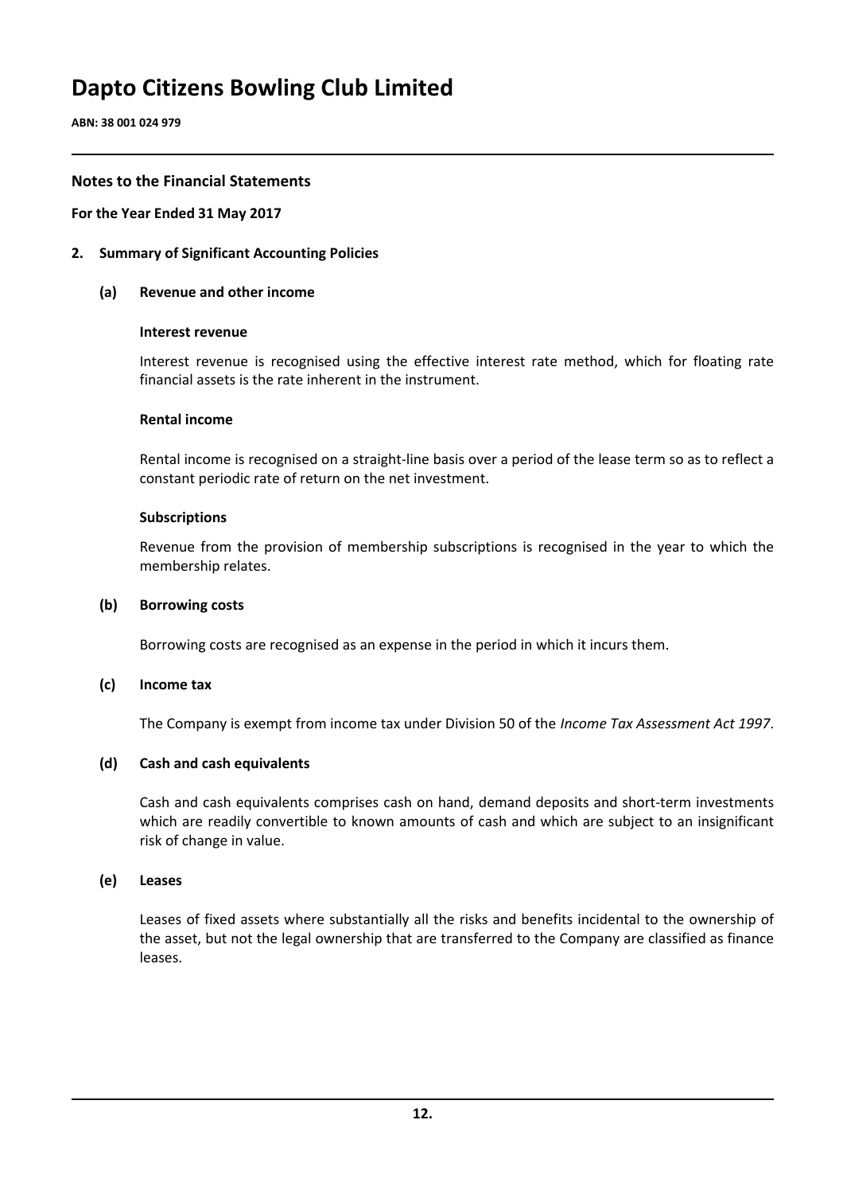# Dapto Citizens Bowling Club Limited

**ABN: 38 001 024 979**

## Notes to the Financial Statements

**For the Year Ended 31 May 2017**

**2. Summary of Significant Accounting Policies**

**(a) Revenue and other income**

**Interest revenue**

Interest revenue is recognised using the effective interest rate method, which for floating rate financial assets is the rate inherent in the instrument.

**Rental income**

Rental income is recognised on a straight-line basis over a period of the lease term so as to reflect a constant periodic rate of return on the net investment.

**Subscriptions**

Revenue from the provision of membership subscriptions is recognised in the year to which the membership relates.

**(b) Borrowing costs**

Borrowing costs are recognised as an expense in the period in which it incurs them.

**(c) Income tax**

The Company is exempt from income tax under Division 50 of the *Income Tax Assessment Act 1997*.

**(d) Cash and cash equivalents**

Cash and cash equivalents comprises cash on hand, demand deposits and short-term investments which are readily convertible to known amounts of cash and which are subject to an insignificant risk of change in value.

**(e) Leases**

Leases of fixed assets where substantially all the risks and benefits incidental to the ownership of the asset, but not the legal ownership that are transferred to the Company are classified as finance leases.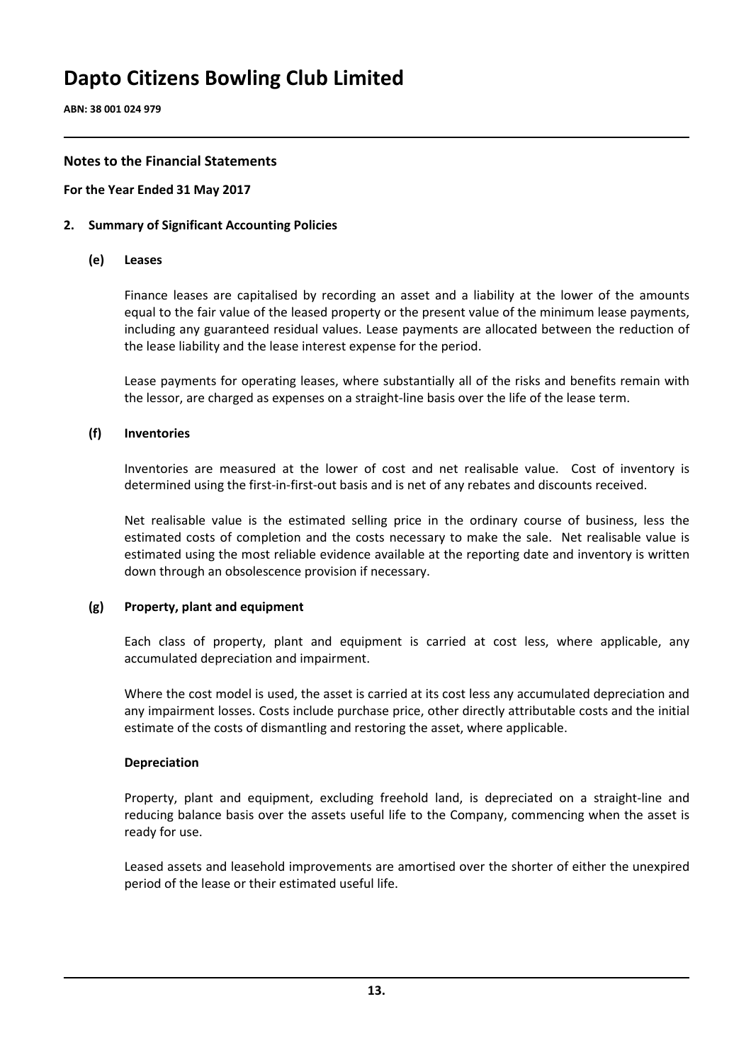# Dapto Citizens Bowling Club Limited

**ABN: 38 001 024 979**

## Notes to the Financial Statements

**For the Year Ended 31 May 2017**

**2. Summary of Significant Accounting Policies**

**(e) Leases**

Finance leases are capitalised by recording an asset and a liability at the lower of the amounts equal to the fair value of the leased property or the present value of the minimum lease payments, including any guaranteed residual values. Lease payments are allocated between the reduction of the lease liability and the lease interest expense for the period.

Lease payments for operating leases, where substantially all of the risks and benefits remain with the lessor, are charged as expenses on a straight-line basis over the life of the lease term.

**(f) Inventories**

Inventories are measured at the lower of cost and net realisable value. Cost of inventory is determined using the first-in-first-out basis and is net of any rebates and discounts received.

Net realisable value is the estimated selling price in the ordinary course of business, less the estimated costs of completion and the costs necessary to make the sale. Net realisable value is estimated using the most reliable evidence available at the reporting date and inventory is written down through an obsolescence provision if necessary.

**(g) Property, plant and equipment**

Each class of property, plant and equipment is carried at cost less, where applicable, any accumulated depreciation and impairment.

Where the cost model is used, the asset is carried at its cost less any accumulated depreciation and any impairment losses. Costs include purchase price, other directly attributable costs and the initial estimate of the costs of dismantling and restoring the asset, where applicable.

**Depreciation**

Property, plant and equipment, excluding freehold land, is depreciated on a straight-line and reducing balance basis over the assets useful life to the Company, commencing when the asset is ready for use.

Leased assets and leasehold improvements are amortised over the shorter of either the unexpired period of the lease or their estimated useful life.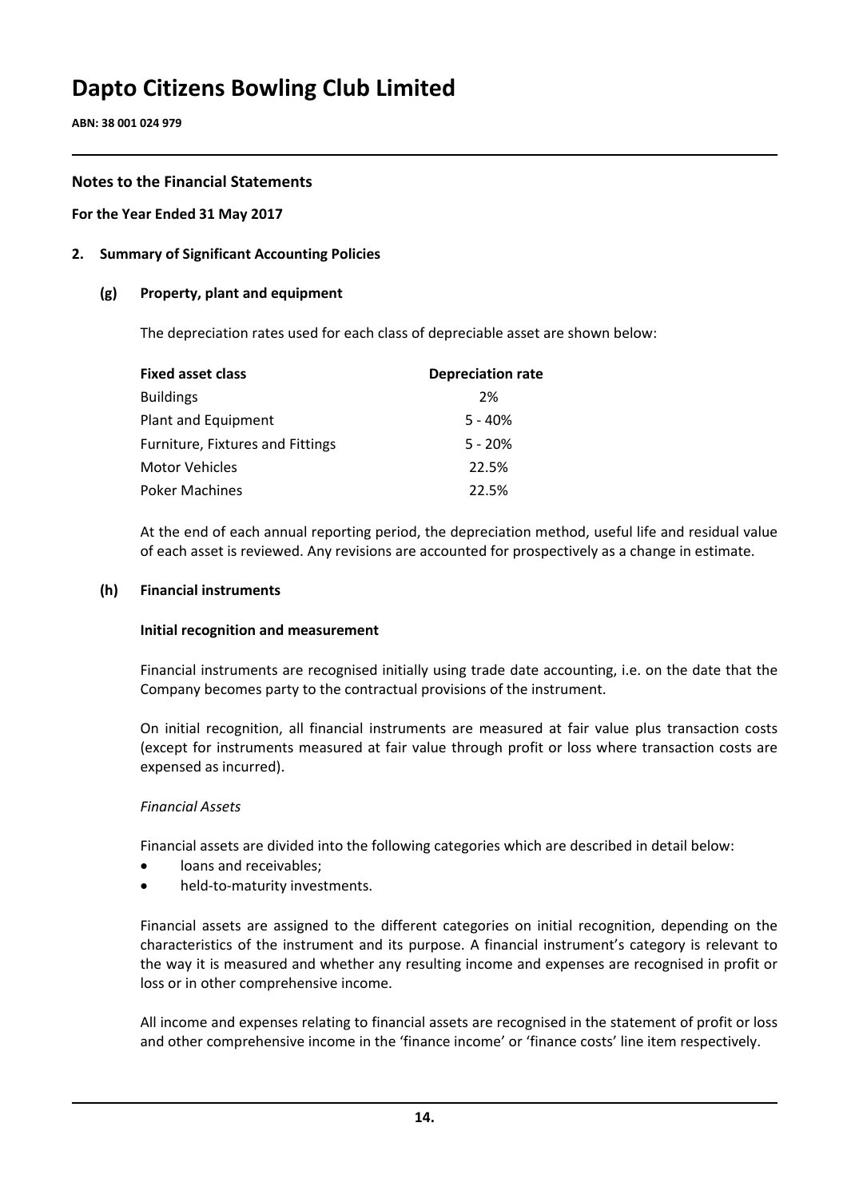# Dapto Citizens Bowling Club Limited

**ABN: 38 001 024 979**

## Notes to the Financial Statements

**For the Year Ended 31 May 2017**

**2. Summary of Significant Accounting Policies**

**(g) Property, plant and equipment**

The depreciation rates used for each class of depreciable asset are shown below:

| **Fixed asset class** | **Depreciation rate** |
|---|---|
| Buildings | 2% |
| Plant and Equipment | 5 - 40% |
| Furniture, Fixtures and Fittings | 5 - 20% |
| Motor Vehicles | 22.5% |
| Poker Machines | 22.5% |

At the end of each annual reporting period, the depreciation method, useful life and residual value of each asset is reviewed. Any revisions are accounted for prospectively as a change in estimate.

**(h) Financial instruments**

**Initial recognition and measurement**

Financial instruments are recognised initially using trade date accounting, i.e. on the date that the Company becomes party to the contractual provisions of the instrument.

On initial recognition, all financial instruments are measured at fair value plus transaction costs (except for instruments measured at fair value through profit or loss where transaction costs are expensed as incurred).

*Financial Assets*

Financial assets are divided into the following categories which are described in detail below:

- loans and receivables;
- held-to-maturity investments.

Financial assets are assigned to the different categories on initial recognition, depending on the characteristics of the instrument and its purpose. A financial instrument's category is relevant to the way it is measured and whether any resulting income and expenses are recognised in profit or loss or in other comprehensive income.

All income and expenses relating to financial assets are recognised in the statement of profit or loss and other comprehensive income in the 'finance income' or 'finance costs' line item respectively.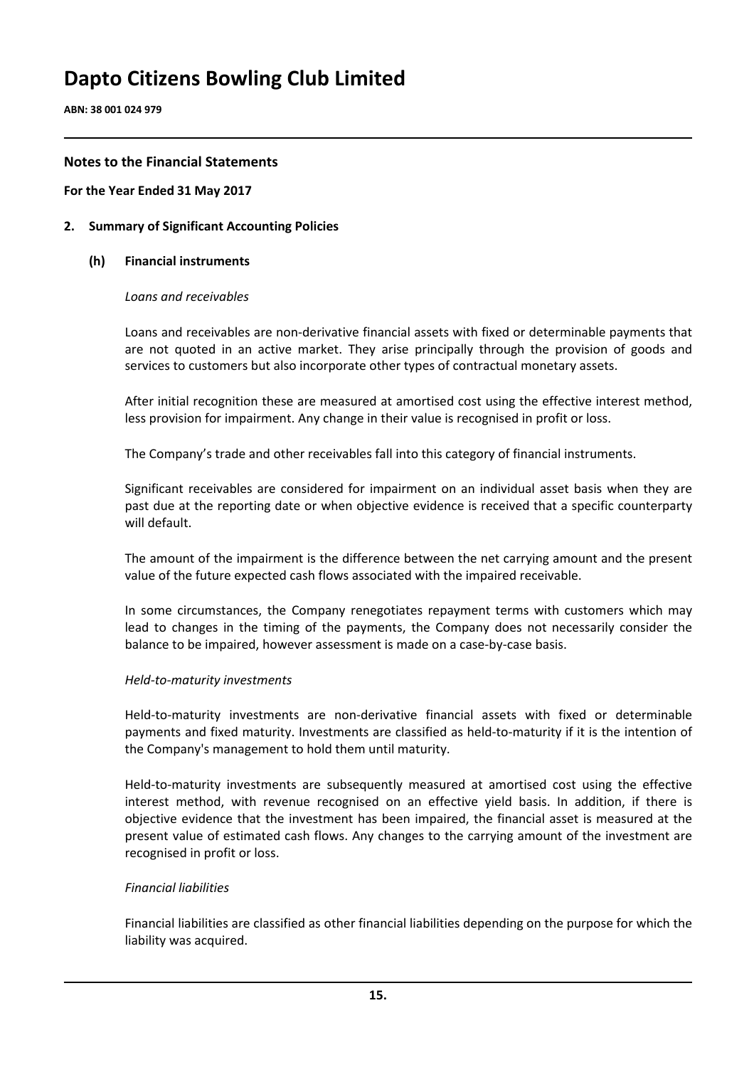# Dapto Citizens Bowling Club Limited

**ABN: 38 001 024 979**

## Notes to the Financial Statements

**For the Year Ended 31 May 2017**

### 2. Summary of Significant Accounting Policies

#### (h) Financial instruments

*Loans and receivables*

Loans and receivables are non-derivative financial assets with fixed or determinable payments that are not quoted in an active market. They arise principally through the provision of goods and services to customers but also incorporate other types of contractual monetary assets.

After initial recognition these are measured at amortised cost using the effective interest method, less provision for impairment. Any change in their value is recognised in profit or loss.

The Company's trade and other receivables fall into this category of financial instruments.

Significant receivables are considered for impairment on an individual asset basis when they are past due at the reporting date or when objective evidence is received that a specific counterparty will default.

The amount of the impairment is the difference between the net carrying amount and the present value of the future expected cash flows associated with the impaired receivable.

In some circumstances, the Company renegotiates repayment terms with customers which may lead to changes in the timing of the payments, the Company does not necessarily consider the balance to be impaired, however assessment is made on a case-by-case basis.

*Held-to-maturity investments*

Held-to-maturity investments are non-derivative financial assets with fixed or determinable payments and fixed maturity. Investments are classified as held-to-maturity if it is the intention of the Company's management to hold them until maturity.

Held-to-maturity investments are subsequently measured at amortised cost using the effective interest method, with revenue recognised on an effective yield basis. In addition, if there is objective evidence that the investment has been impaired, the financial asset is measured at the present value of estimated cash flows. Any changes to the carrying amount of the investment are recognised in profit or loss.

*Financial liabilities*

Financial liabilities are classified as other financial liabilities depending on the purpose for which the liability was acquired.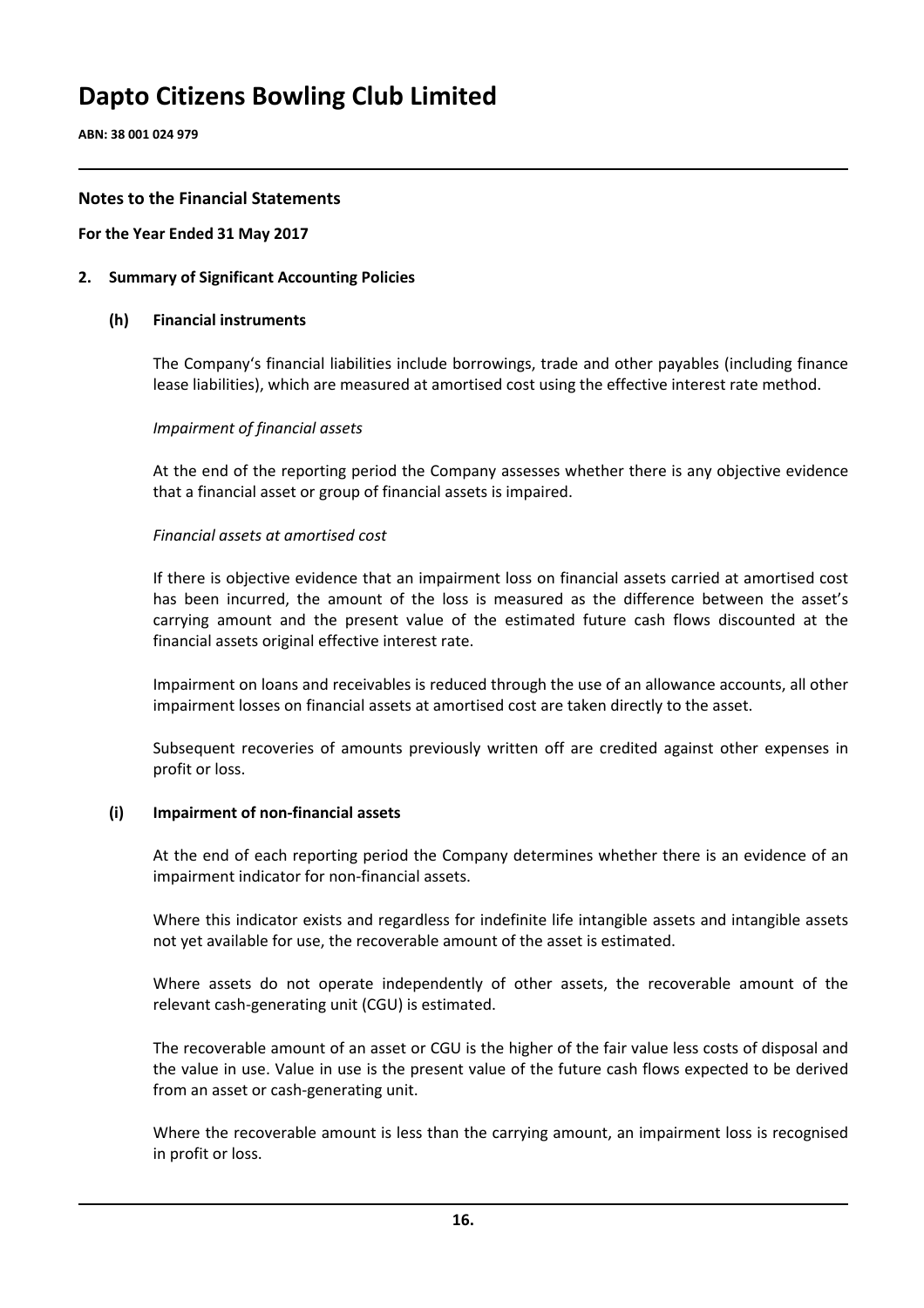# Dapto Citizens Bowling Club Limited

**ABN: 38 001 024 979**

## Notes to the Financial Statements

**For the Year Ended 31 May 2017**

**2. Summary of Significant Accounting Policies**

**(h) Financial instruments**

The Company's financial liabilities include borrowings, trade and other payables (including finance lease liabilities), which are measured at amortised cost using the effective interest rate method.

*Impairment of financial assets*

At the end of the reporting period the Company assesses whether there is any objective evidence that a financial asset or group of financial assets is impaired.

*Financial assets at amortised cost*

If there is objective evidence that an impairment loss on financial assets carried at amortised cost has been incurred, the amount of the loss is measured as the difference between the asset's carrying amount and the present value of the estimated future cash flows discounted at the financial assets original effective interest rate.

Impairment on loans and receivables is reduced through the use of an allowance accounts, all other impairment losses on financial assets at amortised cost are taken directly to the asset.

Subsequent recoveries of amounts previously written off are credited against other expenses in profit or loss.

**(i) Impairment of non-financial assets**

At the end of each reporting period the Company determines whether there is an evidence of an impairment indicator for non-financial assets.

Where this indicator exists and regardless for indefinite life intangible assets and intangible assets not yet available for use, the recoverable amount of the asset is estimated.

Where assets do not operate independently of other assets, the recoverable amount of the relevant cash-generating unit (CGU) is estimated.

The recoverable amount of an asset or CGU is the higher of the fair value less costs of disposal and the value in use. Value in use is the present value of the future cash flows expected to be derived from an asset or cash-generating unit.

Where the recoverable amount is less than the carrying amount, an impairment loss is recognised in profit or loss.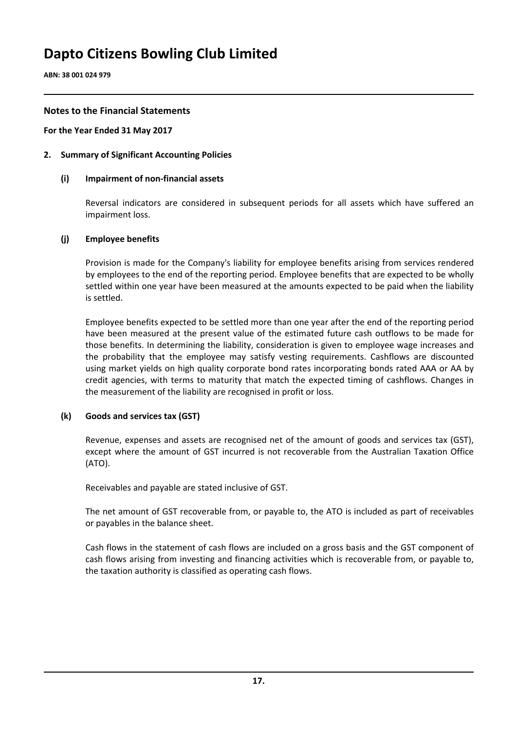# Dapto Citizens Bowling Club Limited

**ABN: 38 001 024 979**

## Notes to the Financial Statements

**For the Year Ended 31 May 2017**

**2. Summary of Significant Accounting Policies**

**(i) Impairment of non-financial assets**

Reversal indicators are considered in subsequent periods for all assets which have suffered an impairment loss.

**(j) Employee benefits**

Provision is made for the Company's liability for employee benefits arising from services rendered by employees to the end of the reporting period. Employee benefits that are expected to be wholly settled within one year have been measured at the amounts expected to be paid when the liability is settled.

Employee benefits expected to be settled more than one year after the end of the reporting period have been measured at the present value of the estimated future cash outflows to be made for those benefits. In determining the liability, consideration is given to employee wage increases and the probability that the employee may satisfy vesting requirements. Cashflows are discounted using market yields on high quality corporate bond rates incorporating bonds rated AAA or AA by credit agencies, with terms to maturity that match the expected timing of cashflows. Changes in the measurement of the liability are recognised in profit or loss.

**(k) Goods and services tax (GST)**

Revenue, expenses and assets are recognised net of the amount of goods and services tax (GST), except where the amount of GST incurred is not recoverable from the Australian Taxation Office (ATO).

Receivables and payable are stated inclusive of GST.

The net amount of GST recoverable from, or payable to, the ATO is included as part of receivables or payables in the balance sheet.

Cash flows in the statement of cash flows are included on a gross basis and the GST component of cash flows arising from investing and financing activities which is recoverable from, or payable to, the taxation authority is classified as operating cash flows.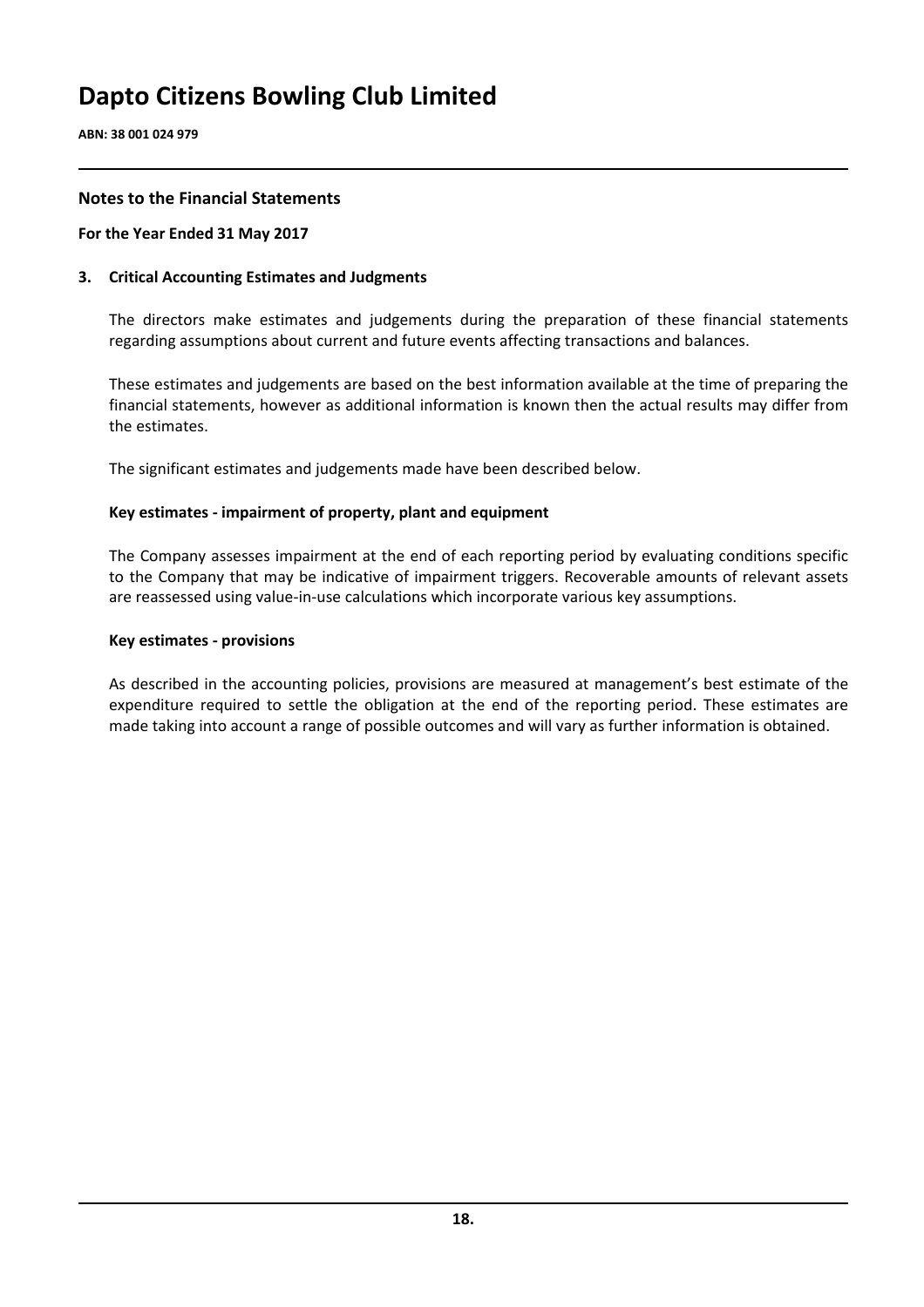# Dapto Citizens Bowling Club Limited

**ABN: 38 001 024 979**

## Notes to the Financial Statements

**For the Year Ended 31 May 2017**

### 3. Critical Accounting Estimates and Judgments

The directors make estimates and judgements during the preparation of these financial statements regarding assumptions about current and future events affecting transactions and balances.

These estimates and judgements are based on the best information available at the time of preparing the financial statements, however as additional information is known then the actual results may differ from the estimates.

The significant estimates and judgements made have been described below.

**Key estimates - impairment of property, plant and equipment**

The Company assesses impairment at the end of each reporting period by evaluating conditions specific to the Company that may be indicative of impairment triggers. Recoverable amounts of relevant assets are reassessed using value-in-use calculations which incorporate various key assumptions.

**Key estimates - provisions**

As described in the accounting policies, provisions are measured at management's best estimate of the expenditure required to settle the obligation at the end of the reporting period. These estimates are made taking into account a range of possible outcomes and will vary as further information is obtained.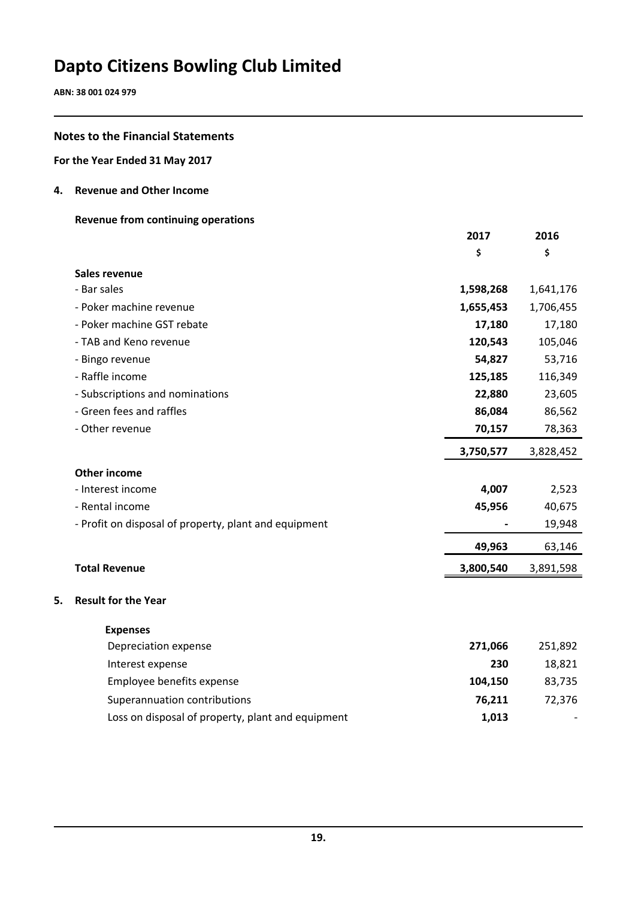# Dapto Citizens Bowling Club Limited

**ABN: 38 001 024 979**

## Notes to the Financial Statements

**For the Year Ended 31 May 2017**

### 4. Revenue and Other Income

**Revenue from continuing operations**

| | 2017 | 2016 |
|---|---|---|
| | $ | $ |
| **Sales revenue** | | |
| - Bar sales | **1,598,268** | 1,641,176 |
| - Poker machine revenue | **1,655,453** | 1,706,455 |
| - Poker machine GST rebate | **17,180** | 17,180 |
| - TAB and Keno revenue | **120,543** | 105,046 |
| - Bingo revenue | **54,827** | 53,716 |
| - Raffle income | **125,185** | 116,349 |
| - Subscriptions and nominations | **22,880** | 23,605 |
| - Green fees and raffles | **86,084** | 86,562 |
| - Other revenue | **70,157** | 78,363 |
| | **3,750,577** | 3,828,452 |
| **Other income** | | |
| - Interest income | **4,007** | 2,523 |
| - Rental income | **45,956** | 40,675 |
| - Profit on disposal of property, plant and equipment | **-** | 19,948 |
| | **49,963** | 63,146 |
| **Total Revenue** | **3,800,540** | 3,891,598 |

### 5. Result for the Year

| **Expenses** | 2017 | 2016 |
|---|---|---|
| Depreciation expense | **271,066** | 251,892 |
| Interest expense | **230** | 18,821 |
| Employee benefits expense | **104,150** | 83,735 |
| Superannuation contributions | **76,211** | 72,376 |
| Loss on disposal of property, plant and equipment | **1,013** | - |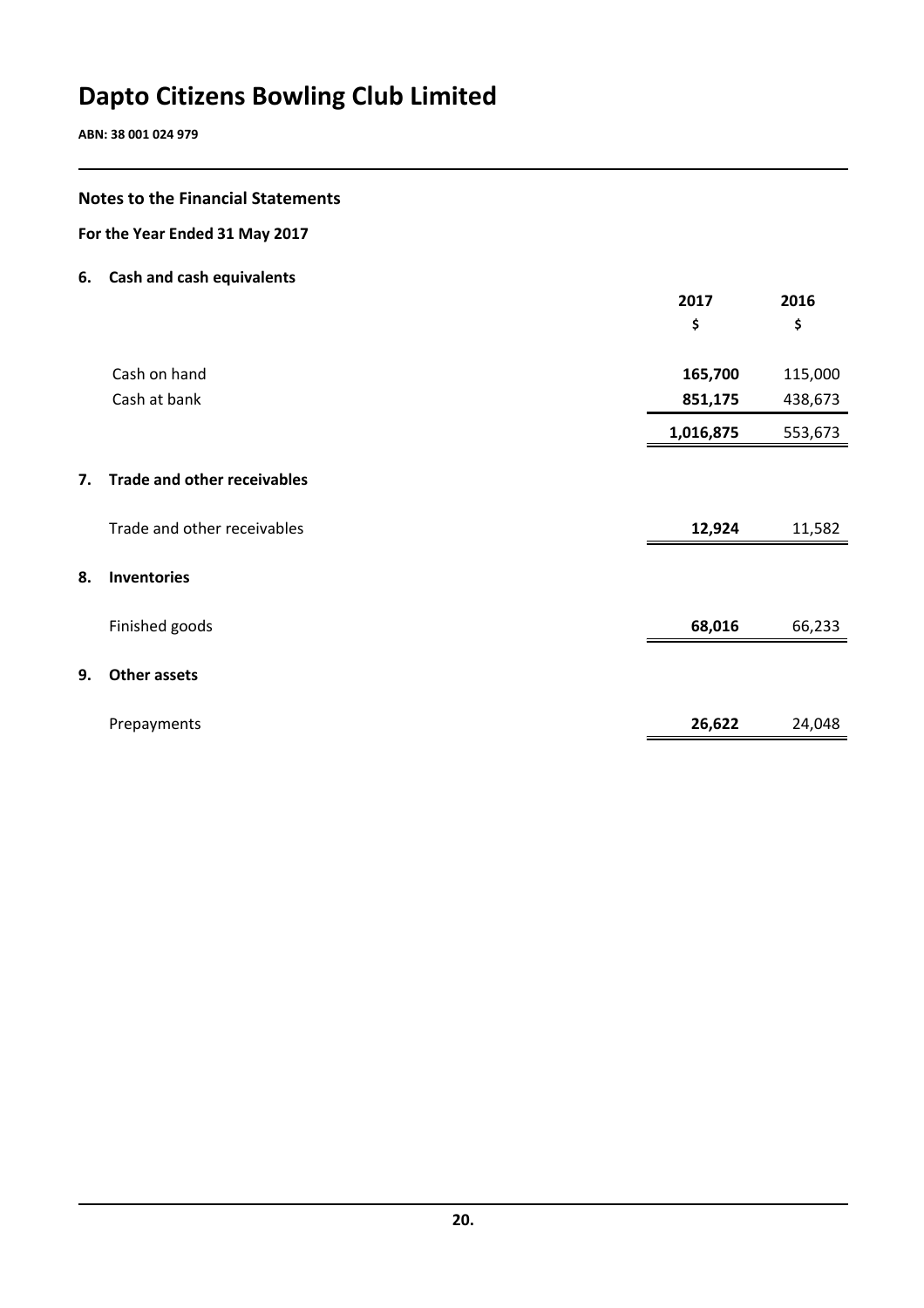# Dapto Citizens Bowling Club Limited

**ABN: 38 001 024 979**

## Notes to the Financial Statements

**For the Year Ended 31 May 2017**

### 6. Cash and cash equivalents

| | 2017 | 2016 |
|---|---|---|
| | $ | $ |
| Cash on hand | **165,700** | 115,000 |
| Cash at bank | **851,175** | 438,673 |
| | **1,016,875** | 553,673 |

### 7. Trade and other receivables

| | 2017 | 2016 |
|---|---|---|
| Trade and other receivables | **12,924** | 11,582 |

### 8. Inventories

| | 2017 | 2016 |
|---|---|---|
| Finished goods | **68,016** | 66,233 |

### 9. Other assets

| | 2017 | 2016 |
|---|---|---|
| Prepayments | **26,622** | 24,048 |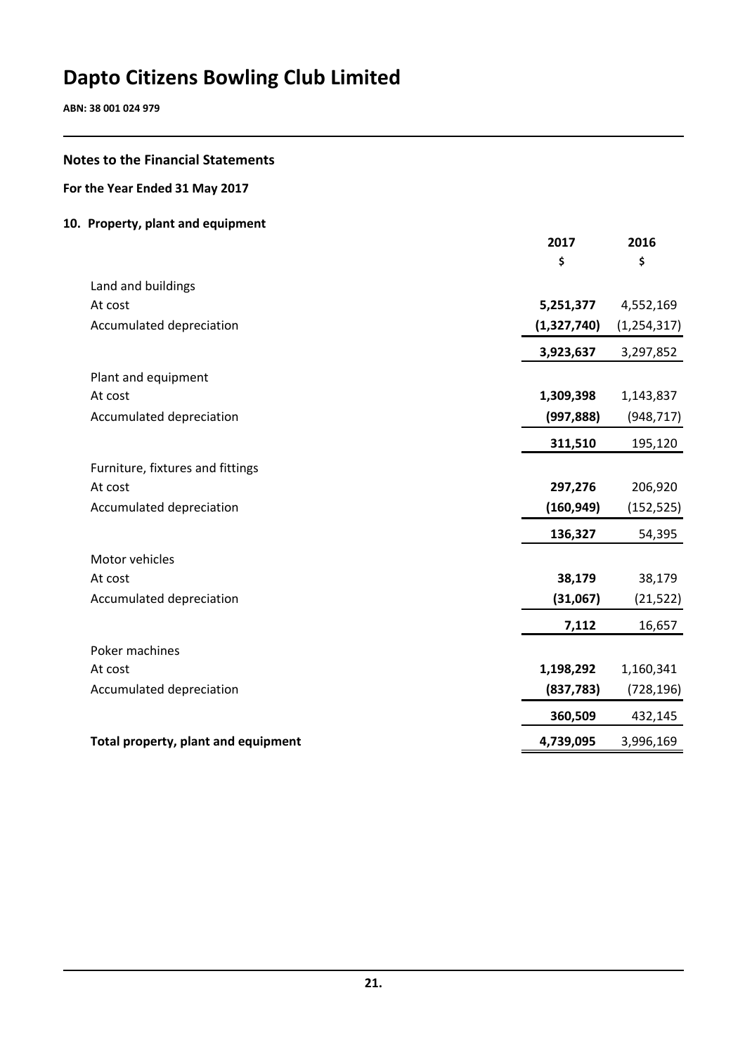# Dapto Citizens Bowling Club Limited

**ABN: 38 001 024 979**

## Notes to the Financial Statements

### For the Year Ended 31 May 2017

### 10. Property, plant and equipment

| | 2017 | 2016 |
|---|---|---|
| | $ | $ |
| Land and buildings | | |
| At cost | **5,251,377** | 4,552,169 |
| Accumulated depreciation | **(1,327,740)** | (1,254,317) |
| | **3,923,637** | 3,297,852 |
| Plant and equipment | | |
| At cost | **1,309,398** | 1,143,837 |
| Accumulated depreciation | **(997,888)** | (948,717) |
| | **311,510** | 195,120 |
| Furniture, fixtures and fittings | | |
| At cost | **297,276** | 206,920 |
| Accumulated depreciation | **(160,949)** | (152,525) |
| | **136,327** | 54,395 |
| Motor vehicles | | |
| At cost | **38,179** | 38,179 |
| Accumulated depreciation | **(31,067)** | (21,522) |
| | **7,112** | 16,657 |
| Poker machines | | |
| At cost | **1,198,292** | 1,160,341 |
| Accumulated depreciation | **(837,783)** | (728,196) |
| | **360,509** | 432,145 |
| **Total property, plant and equipment** | **4,739,095** | 3,996,169 |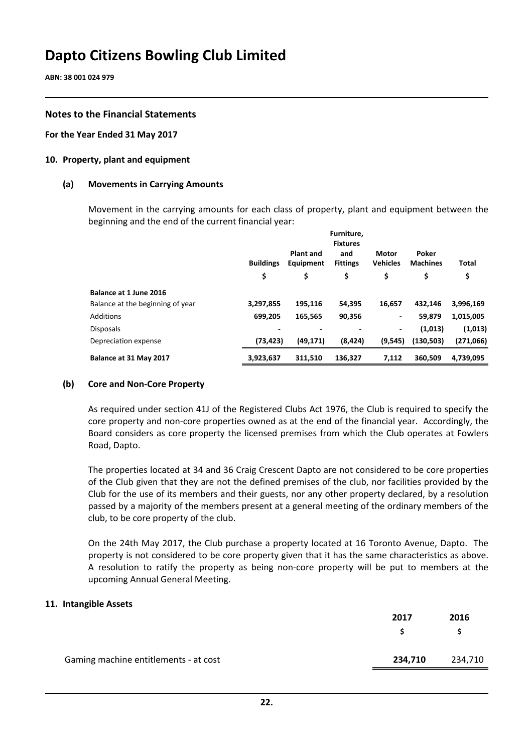# Dapto Citizens Bowling Club Limited

**ABN: 38 001 024 979**

## Notes to the Financial Statements

**For the Year Ended 31 May 2017**

### 10. Property, plant and equipment

#### (a) Movements in Carrying Amounts

Movement in the carrying amounts for each class of property, plant and equipment between the beginning and the end of the current financial year:

| | Buildings | Plant and Equipment | Furniture, Fixtures and Fittings | Motor Vehicles | Poker Machines | Total |
|---|---|---|---|---|---|---|
| | $ | $ | $ | $ | $ | $ |
| **Balance at 1 June 2016** | | | | | | |
| Balance at the beginning of year | **3,297,855** | **195,116** | **54,395** | **16,657** | **432,146** | **3,996,169** |
| Additions | **699,205** | **165,565** | **90,356** | **-** | **59,879** | **1,015,005** |
| Disposals | **-** | **-** | **-** | **-** | **(1,013)** | **(1,013)** |
| Depreciation expense | **(73,423)** | **(49,171)** | **(8,424)** | **(9,545)** | **(130,503)** | **(271,066)** |
| **Balance at 31 May 2017** | **3,923,637** | **311,510** | **136,327** | **7,112** | **360,509** | **4,739,095** |

#### (b) Core and Non-Core Property

As required under section 41J of the Registered Clubs Act 1976, the Club is required to specify the core property and non-core properties owned as at the end of the financial year. Accordingly, the Board considers as core property the licensed premises from which the Club operates at Fowlers Road, Dapto.

The properties located at 34 and 36 Craig Crescent Dapto are not considered to be core properties of the Club given that they are not the defined premises of the club, nor facilities provided by the Club for the use of its members and their guests, nor any other property declared, by a resolution passed by a majority of the members present at a general meeting of the ordinary members of the club, to be core property of the club.

On the 24th May 2017, the Club purchase a property located at 16 Toronto Avenue, Dapto. The property is not considered to be core property given that it has the same characteristics as above. A resolution to ratify the property as being non-core property will be put to members at the upcoming Annual General Meeting.

### 11. Intangible Assets

| | 2017 | 2016 |
|---|---|---|
| | $ | $ |
| Gaming machine entitlements - at cost | **234,710** | 234,710 |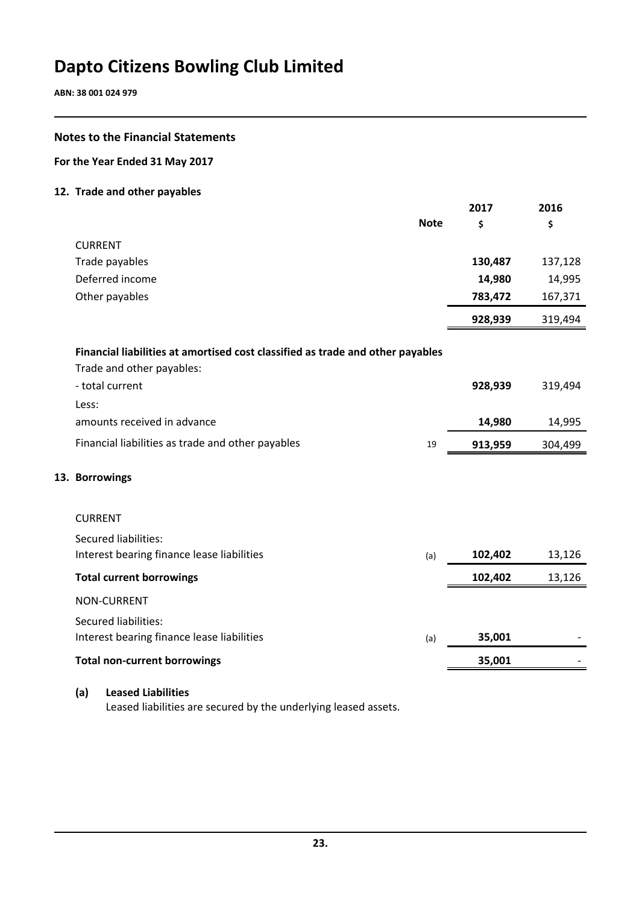# Dapto Citizens Bowling Club Limited

**ABN: 38 001 024 979**

## Notes to the Financial Statements

### For the Year Ended 31 May 2017

### 12. Trade and other payables

| | Note | 2017 $ | 2016 $ |
|---|---|---|---|
| CURRENT | | | |
| Trade payables | | **130,487** | 137,128 |
| Deferred income | | **14,980** | 14,995 |
| Other payables | | **783,472** | 167,371 |
| | | **928,939** | 319,494 |

**Financial liabilities at amortised cost classified as trade and other payables**

| | Note | 2017 $ | 2016 $ |
|---|---|---|---|
| Trade and other payables: | | | |
| - total current | | **928,939** | 319,494 |
| Less: | | | |
| amounts received in advance | | **14,980** | 14,995 |
| Financial liabilities as trade and other payables | 19 | **913,959** | 304,499 |

### 13. Borrowings

| | Note | 2017 $ | 2016 $ |
|---|---|---|---|
| CURRENT | | | |
| Secured liabilities: | | | |
| Interest bearing finance lease liabilities | (a) | **102,402** | 13,126 |
| **Total current borrowings** | | **102,402** | 13,126 |
| NON-CURRENT | | | |
| Secured liabilities: | | | |
| Interest bearing finance lease liabilities | (a) | **35,001** | - |
| **Total non-current borrowings** | | **35,001** | - |

**(a) Leased Liabilities**

Leased liabilities are secured by the underlying leased assets.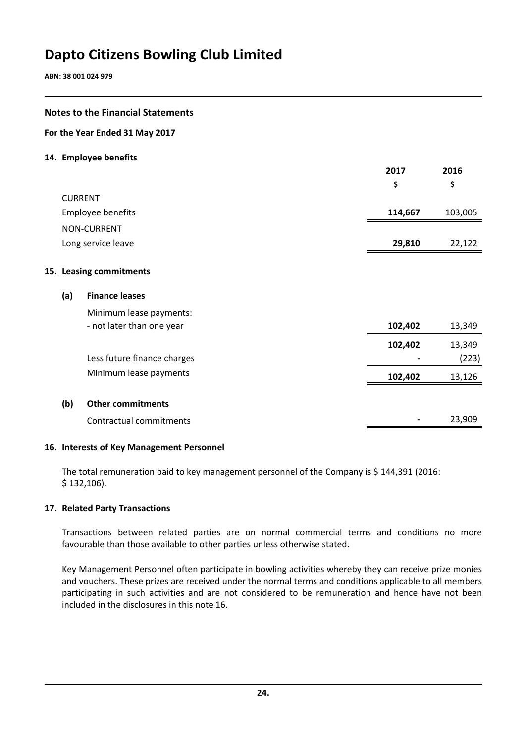# Dapto Citizens Bowling Club Limited

**ABN: 38 001 024 979**

## Notes to the Financial Statements

### For the Year Ended 31 May 2017

### 14. Employee benefits

| | 2017 | 2016 |
|---|---|---|
| | $ | $ |
| CURRENT | | |
| Employee benefits | **114,667** | 103,005 |
| NON-CURRENT | | |
| Long service leave | **29,810** | 22,122 |

### 15. Leasing commitments

#### (a) Finance leases

| | 2017 | 2016 |
|---|---|---|
| Minimum lease payments: | | |
| - not later than one year | **102,402** | 13,349 |
| | **102,402** | 13,349 |
| Less future finance charges | **-** | (223) |
| Minimum lease payments | **102,402** | 13,126 |

#### (b) Other commitments

| | 2017 | 2016 |
|---|---|---|
| Contractual commitments | **-** | 23,909 |

### 16. Interests of Key Management Personnel

The total remuneration paid to key management personnel of the Company is $ 144,391 (2016: $ 132,106).

### 17. Related Party Transactions

Transactions between related parties are on normal commercial terms and conditions no more favourable than those available to other parties unless otherwise stated.

Key Management Personnel often participate in bowling activities whereby they can receive prize monies and vouchers. These prizes are received under the normal terms and conditions applicable to all members participating in such activities and are not considered to be remuneration and hence have not been included in the disclosures in this note 16.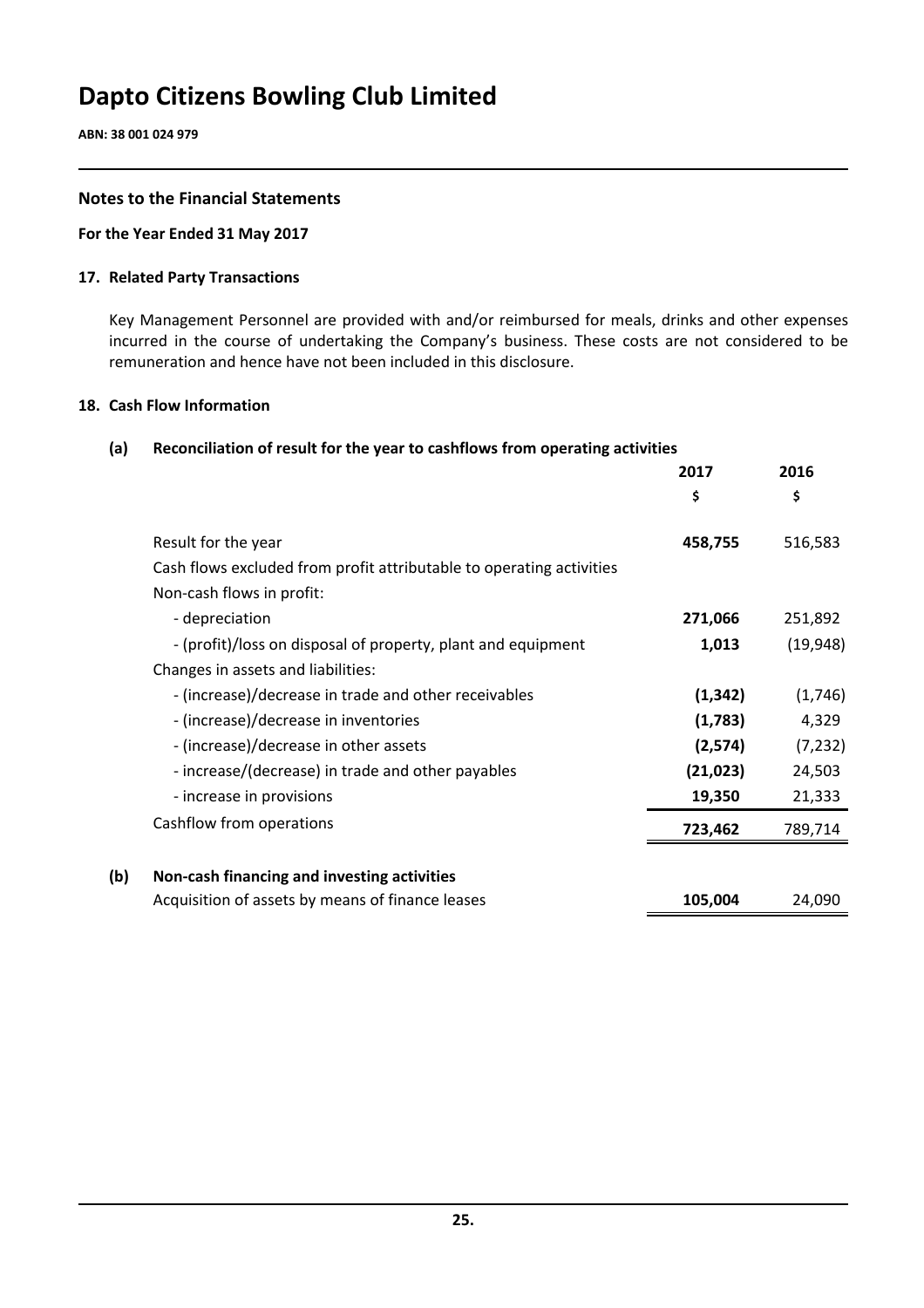# Dapto Citizens Bowling Club Limited

**ABN: 38 001 024 979**

### Notes to the Financial Statements

**For the Year Ended 31 May 2017**

#### 17. Related Party Transactions

Key Management Personnel are provided with and/or reimbursed for meals, drinks and other expenses incurred in the course of undertaking the Company's business. These costs are not considered to be remuneration and hence have not been included in this disclosure.

#### 18. Cash Flow Information

**(a) Reconciliation of result for the year to cashflows from operating activities**

| | 2017 | 2016 |
|---|---|---|
| | $ | $ |
| Result for the year | **458,755** | 516,583 |
| Cash flows excluded from profit attributable to operating activities | | |
| Non-cash flows in profit: | | |
| - depreciation | **271,066** | 251,892 |
| - (profit)/loss on disposal of property, plant and equipment | **1,013** | (19,948) |
| Changes in assets and liabilities: | | |
| - (increase)/decrease in trade and other receivables | **(1,342)** | (1,746) |
| - (increase)/decrease in inventories | **(1,783)** | 4,329 |
| - (increase)/decrease in other assets | **(2,574)** | (7,232) |
| - increase/(decrease) in trade and other payables | **(21,023)** | 24,503 |
| - increase in provisions | **19,350** | 21,333 |
| Cashflow from operations | **723,462** | 789,714 |

**(b) Non-cash financing and investing activities**

| | 2017 | 2016 |
|---|---|---|
| Acquisition of assets by means of finance leases | **105,004** | 24,090 |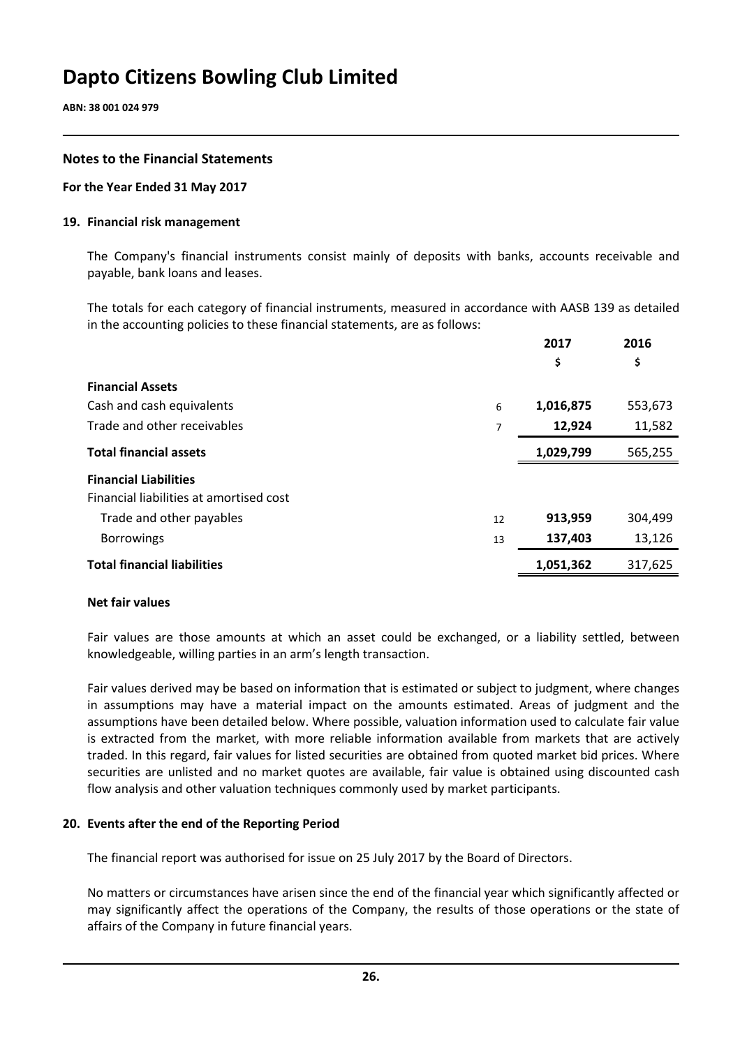# Dapto Citizens Bowling Club Limited

**ABN: 38 001 024 979**

## Notes to the Financial Statements

**For the Year Ended 31 May 2017**

### 19. Financial risk management

The Company's financial instruments consist mainly of deposits with banks, accounts receivable and payable, bank loans and leases.

The totals for each category of financial instruments, measured in accordance with AASB 139 as detailed in the accounting policies to these financial statements, are as follows:

| | | 2017 | 2016 |
|---|---|---|---|
| | | $ | $ |
| **Financial Assets** | | | |
| Cash and cash equivalents | 6 | **1,016,875** | 553,673 |
| Trade and other receivables | 7 | **12,924** | 11,582 |
| **Total financial assets** | | **1,029,799** | 565,255 |
| **Financial Liabilities** | | | |
| Financial liabilities at amortised cost | | | |
| Trade and other payables | 12 | **913,959** | 304,499 |
| Borrowings | 13 | **137,403** | 13,126 |
| **Total financial liabilities** | | **1,051,362** | 317,625 |

**Net fair values**

Fair values are those amounts at which an asset could be exchanged, or a liability settled, between knowledgeable, willing parties in an arm's length transaction.

Fair values derived may be based on information that is estimated or subject to judgment, where changes in assumptions may have a material impact on the amounts estimated. Areas of judgment and the assumptions have been detailed below. Where possible, valuation information used to calculate fair value is extracted from the market, with more reliable information available from markets that are actively traded. In this regard, fair values for listed securities are obtained from quoted market bid prices. Where securities are unlisted and no market quotes are available, fair value is obtained using discounted cash flow analysis and other valuation techniques commonly used by market participants.

### 20. Events after the end of the Reporting Period

The financial report was authorised for issue on 25 July 2017 by the Board of Directors.

No matters or circumstances have arisen since the end of the financial year which significantly affected or may significantly affect the operations of the Company, the results of those operations or the state of affairs of the Company in future financial years.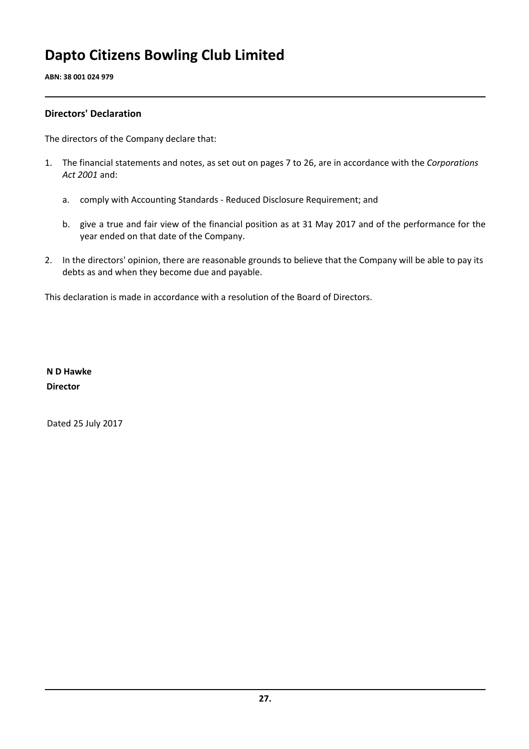# Dapto Citizens Bowling Club Limited

**ABN: 38 001 024 979**

## Directors' Declaration

The directors of the Company declare that:

1. The financial statements and notes, as set out on pages 7 to 26, are in accordance with the *Corporations Act 2001* and:

   a. comply with Accounting Standards - Reduced Disclosure Requirement; and

   b. give a true and fair view of the financial position as at 31 May 2017 and of the performance for the year ended on that date of the Company.

2. In the directors' opinion, there are reasonable grounds to believe that the Company will be able to pay its debts as and when they become due and payable.

This declaration is made in accordance with a resolution of the Board of Directors.

**N D Hawke**
**Director**

Dated 25 July 2017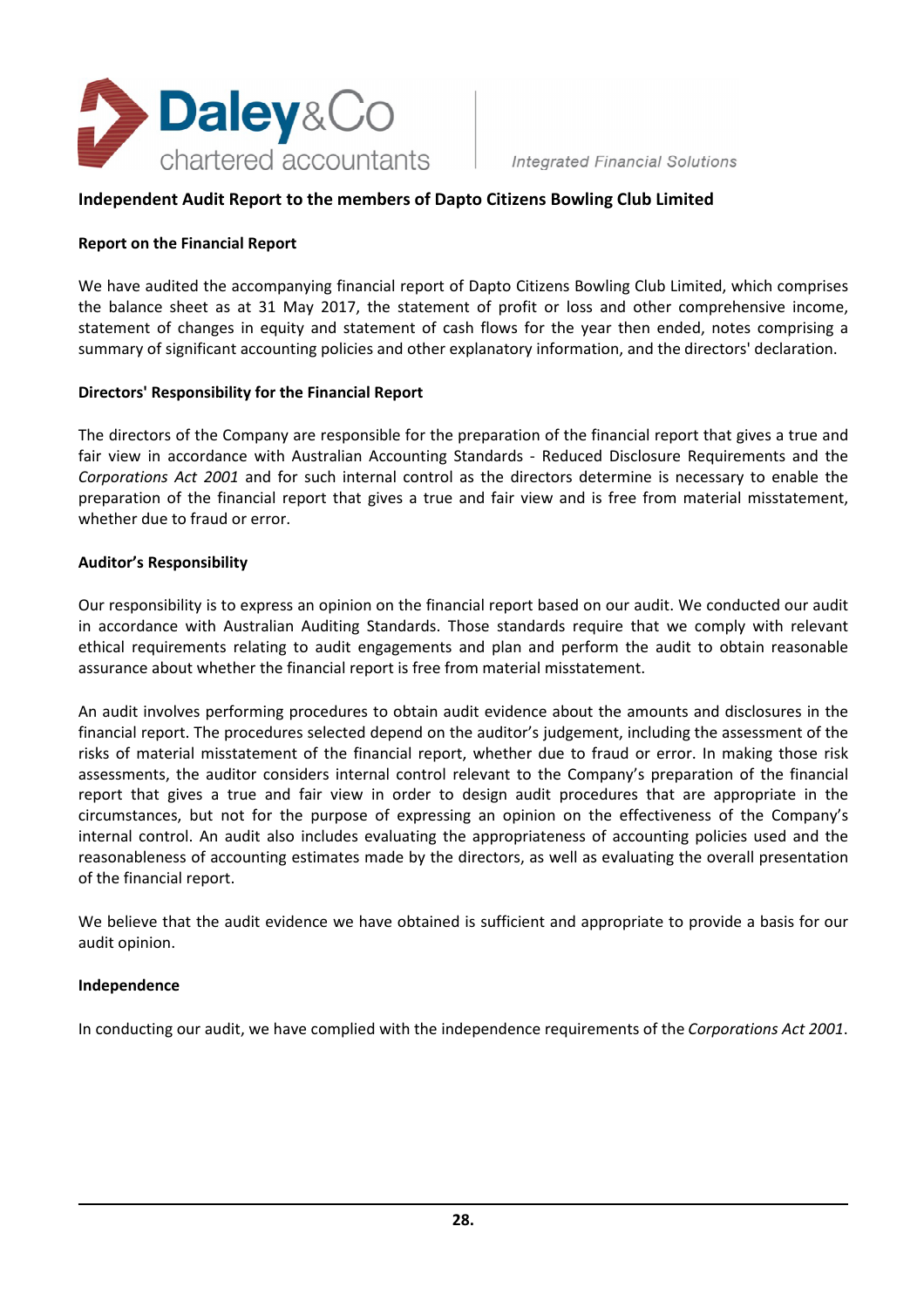Daley&Co chartered accountants

Integrated Financial Solutions

## Independent Audit Report to the members of Dapto Citizens Bowling Club Limited

### Report on the Financial Report

We have audited the accompanying financial report of Dapto Citizens Bowling Club Limited, which comprises the balance sheet as at 31 May 2017, the statement of profit or loss and other comprehensive income, statement of changes in equity and statement of cash flows for the year then ended, notes comprising a summary of significant accounting policies and other explanatory information, and the directors' declaration.

### Directors' Responsibility for the Financial Report

The directors of the Company are responsible for the preparation of the financial report that gives a true and fair view in accordance with Australian Accounting Standards - Reduced Disclosure Requirements and the *Corporations Act 2001* and for such internal control as the directors determine is necessary to enable the preparation of the financial report that gives a true and fair view and is free from material misstatement, whether due to fraud or error.

### Auditor's Responsibility

Our responsibility is to express an opinion on the financial report based on our audit. We conducted our audit in accordance with Australian Auditing Standards. Those standards require that we comply with relevant ethical requirements relating to audit engagements and plan and perform the audit to obtain reasonable assurance about whether the financial report is free from material misstatement.

An audit involves performing procedures to obtain audit evidence about the amounts and disclosures in the financial report. The procedures selected depend on the auditor's judgement, including the assessment of the risks of material misstatement of the financial report, whether due to fraud or error. In making those risk assessments, the auditor considers internal control relevant to the Company's preparation of the financial report that gives a true and fair view in order to design audit procedures that are appropriate in the circumstances, but not for the purpose of expressing an opinion on the effectiveness of the Company's internal control. An audit also includes evaluating the appropriateness of accounting policies used and the reasonableness of accounting estimates made by the directors, as well as evaluating the overall presentation of the financial report.

We believe that the audit evidence we have obtained is sufficient and appropriate to provide a basis for our audit opinion.

### Independence

In conducting our audit, we have complied with the independence requirements of the *Corporations Act 2001*.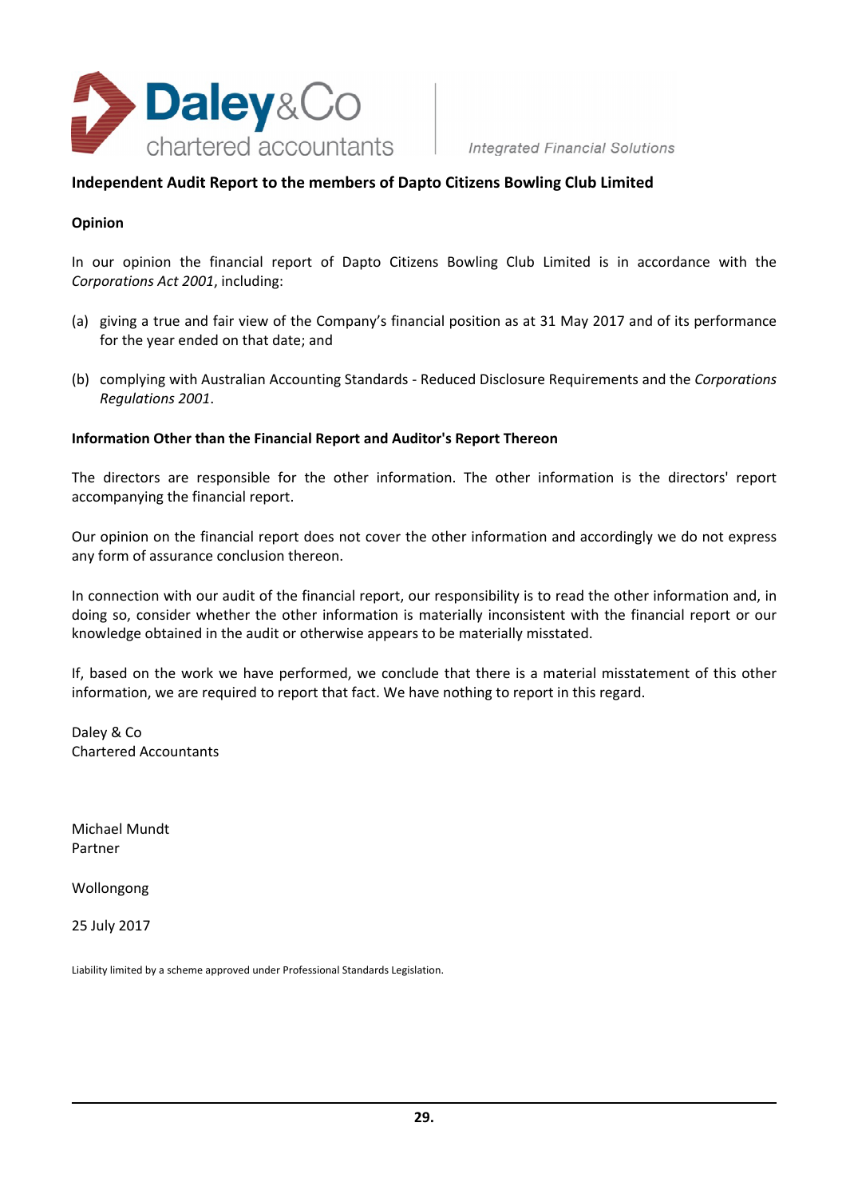**Daley&Co**
chartered accountants

*Integrated Financial Solutions*

## Independent Audit Report to the members of Dapto Citizens Bowling Club Limited

### Opinion

In our opinion the financial report of Dapto Citizens Bowling Club Limited is in accordance with the *Corporations Act 2001*, including:

(a) giving a true and fair view of the Company's financial position as at 31 May 2017 and of its performance for the year ended on that date; and

(b) complying with Australian Accounting Standards - Reduced Disclosure Requirements and the *Corporations Regulations 2001*.

### Information Other than the Financial Report and Auditor's Report Thereon

The directors are responsible for the other information. The other information is the directors' report accompanying the financial report.

Our opinion on the financial report does not cover the other information and accordingly we do not express any form of assurance conclusion thereon.

In connection with our audit of the financial report, our responsibility is to read the other information and, in doing so, consider whether the other information is materially inconsistent with the financial report or our knowledge obtained in the audit or otherwise appears to be materially misstated.

If, based on the work we have performed, we conclude that there is a material misstatement of this other information, we are required to report that fact. We have nothing to report in this regard.

Daley & Co
Chartered Accountants

Michael Mundt
Partner

Wollongong

25 July 2017

Liability limited by a scheme approved under Professional Standards Legislation.